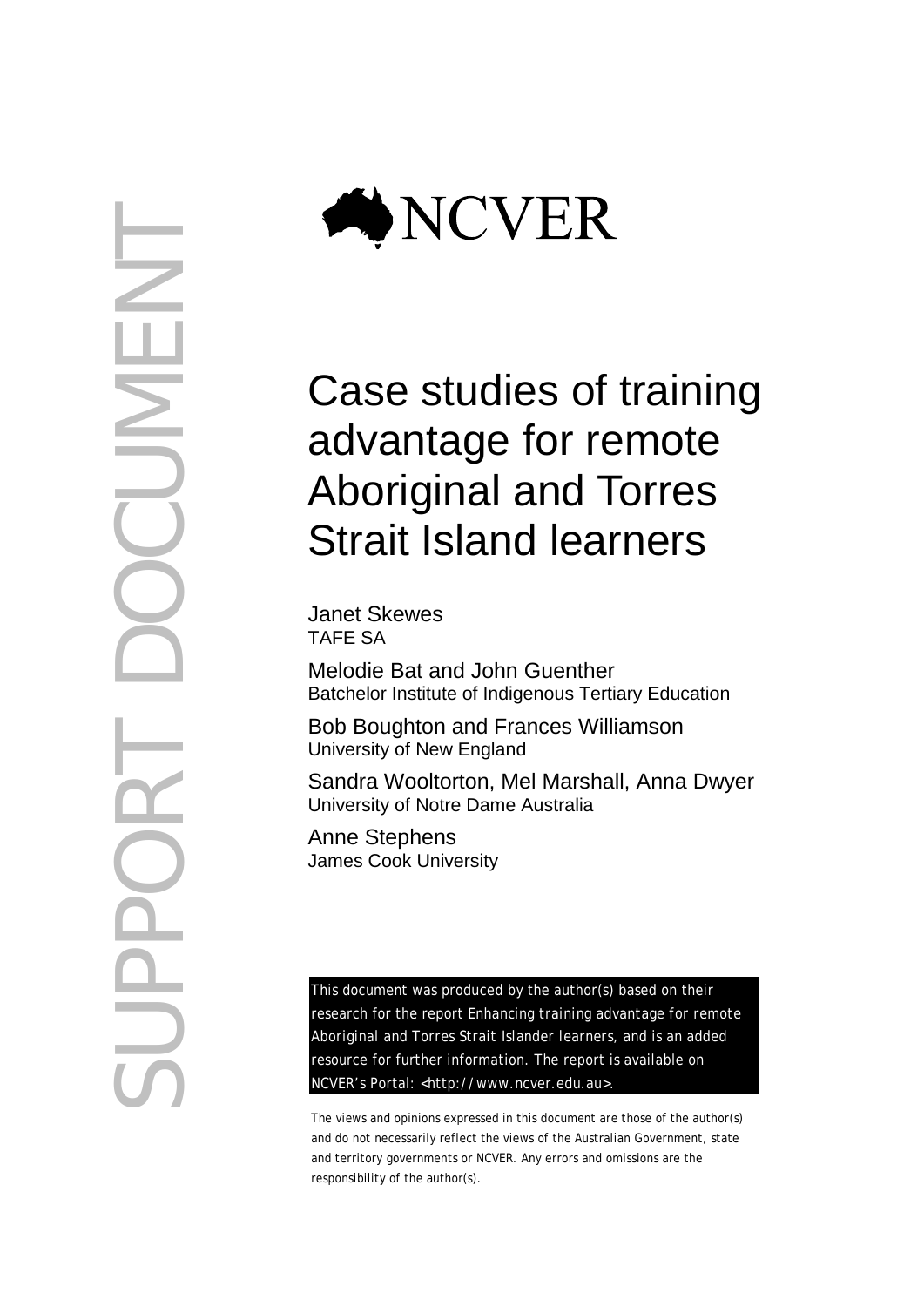SUPPORT DOCUMENT

NCVER

# Case studies of training advantage for remote Aboriginal and Torres Strait Island learners

Janet Skewes
TAFE SA

Melodie Bat and John Guenther
Batchelor Institute of Indigenous Tertiary Education

Bob Boughton and Frances Williamson
University of New England

Sandra Wooltorton, Mel Marshall, Anna Dwyer
University of Notre Dame Australia

Anne Stephens
James Cook University

This document was produced by the author(s) based on their research for the report *Enhancing training advantage for remote Aboriginal and Torres Strait Islander learners*, and is an added resource for further information. The report is available on NCVER's Portal: <http://www.ncver.edu.au>.

The views and opinions expressed in this document are those of the author(s) and do not necessarily reflect the views of the Australian Government, state and territory governments or NCVER. Any errors and omissions are the responsibility of the author(s).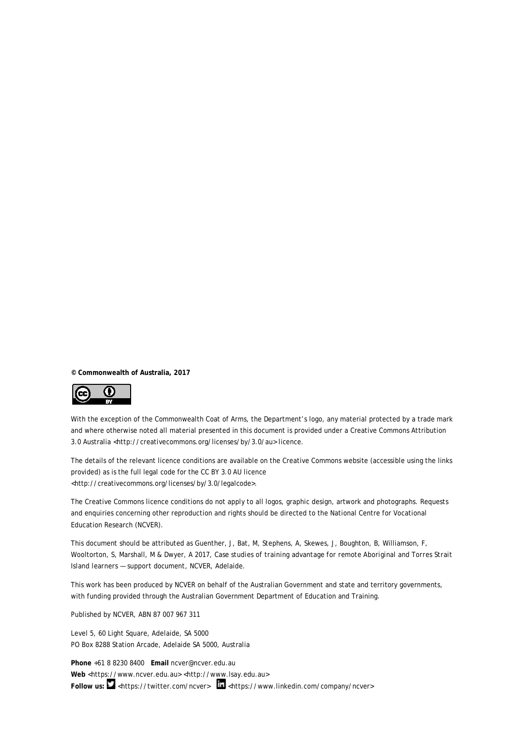**© Commonwealth of Australia, 2017**

With the exception of the Commonwealth Coat of Arms, the Department's logo, any material protected by a trade mark and where otherwise noted all material presented in this document is provided under a Creative Commons Attribution 3.0 Australia <http://creativecommons.org/licenses/by/3.0/au> licence.

The details of the relevant licence conditions are available on the Creative Commons website (accessible using the links provided) as is the full legal code for the CC BY 3.0 AU licence <http://creativecommons.org/licenses/by/3.0/legalcode>.

The Creative Commons licence conditions do not apply to all logos, graphic design, artwork and photographs. Requests and enquiries concerning other reproduction and rights should be directed to the National Centre for Vocational Education Research (NCVER).

This document should be attributed as Guenther, J, Bat, M, Stephens, A, Skewes, J, Boughton, B, Williamson, F, Wooltorton, S, Marshall, M & Dwyer, A 2017, *Case studies of training advantage for remote Aboriginal and Torres Strait Island learners — support document*, NCVER, Adelaide.

This work has been produced by NCVER on behalf of the Australian Government and state and territory governments, with funding provided through the Australian Government Department of Education and Training.

Published by NCVER, ABN 87 007 967 311

Level 5, 60 Light Square, Adelaide, SA 5000
PO Box 8288 Station Arcade, Adelaide SA 5000, Australia

**Phone** +61 8 8230 8400 **Email** ncver@ncver.edu.au
**Web** <https://www.ncver.edu.au> <http://www.lsay.edu.au>
**Follow us:** <https://twitter.com/ncver> <https://www.linkedin.com/company/ncver>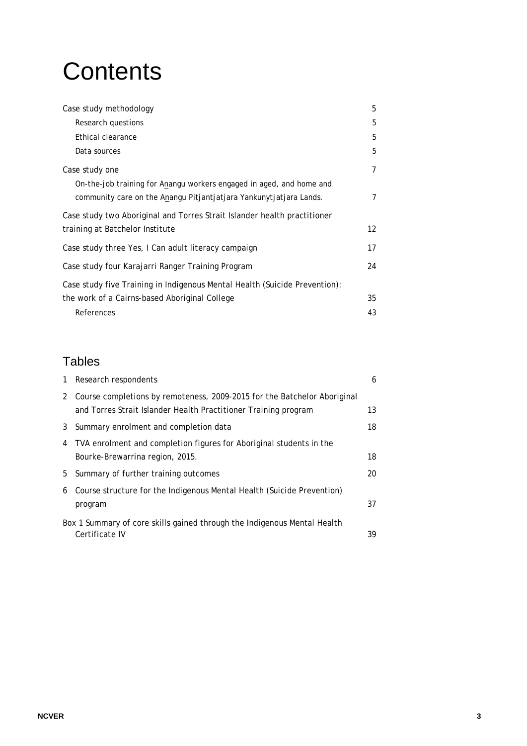# Contents

Case study methodology 5

- Research questions 5
- Ethical clearance 5
- Data sources 5

Case study one 7

- On-the-job training for Anangu workers engaged in aged, and home and community care on the Anangu Pitjantjatjara Yankunytjatjara Lands. 7

Case study two Aboriginal and Torres Strait Islander health practitioner training at Batchelor Institute 12

Case study three Yes, I Can adult literacy campaign 17

Case study four Karajarri Ranger Training Program 24

Case study five Training in Indigenous Mental Health (Suicide Prevention): the work of a Cairns-based Aboriginal College 35

- References 43

## Tables

1 Research respondents 6

2 Course completions by remoteness, 2009-2015 for the Batchelor Aboriginal and Torres Strait Islander Health Practitioner Training program 13

3 Summary enrolment and completion data 18

4 TVA enrolment and completion figures for Aboriginal students in the Bourke-Brewarrina region, 2015. 18

5 Summary of further training outcomes 20

6 Course structure for the Indigenous Mental Health (Suicide Prevention) program 37

Box 1 Summary of core skills gained through the Indigenous Mental Health Certificate IV 39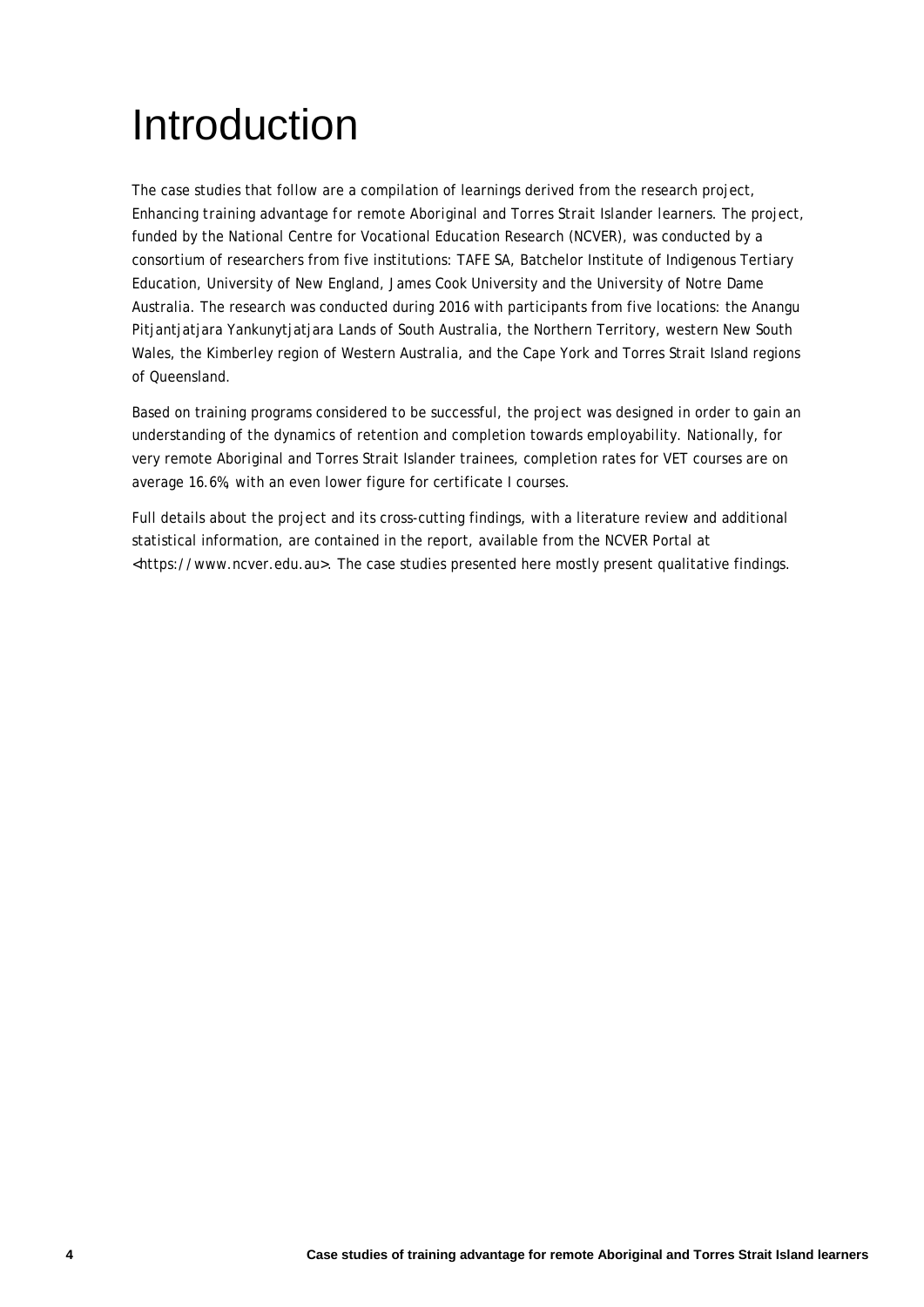# Introduction

The case studies that follow are a compilation of learnings derived from the research project, *Enhancing training advantage for remote Aboriginal and Torres Strait Islander learners*. The project, funded by the National Centre for Vocational Education Research (NCVER), was conducted by a consortium of researchers from five institutions: TAFE SA, Batchelor Institute of Indigenous Tertiary Education, University of New England, James Cook University and the University of Notre Dame Australia. The research was conducted during 2016 with participants from five locations: the Anangu Pitjantjatjara Yankunytjatjara Lands of South Australia, the Northern Territory, western New South Wales, the Kimberley region of Western Australia, and the Cape York and Torres Strait Island regions of Queensland.

Based on training programs considered to be successful, the project was designed in order to gain an understanding of the dynamics of retention and completion towards employability. Nationally, for very remote Aboriginal and Torres Strait Islander trainees, completion rates for VET courses are on average 16.6%, with an even lower figure for certificate I courses.

Full details about the project and its cross-cutting findings, with a literature review and additional statistical information, are contained in the report, available from the NCVER Portal at <https://www.ncver.edu.au>. The case studies presented here mostly present qualitative findings.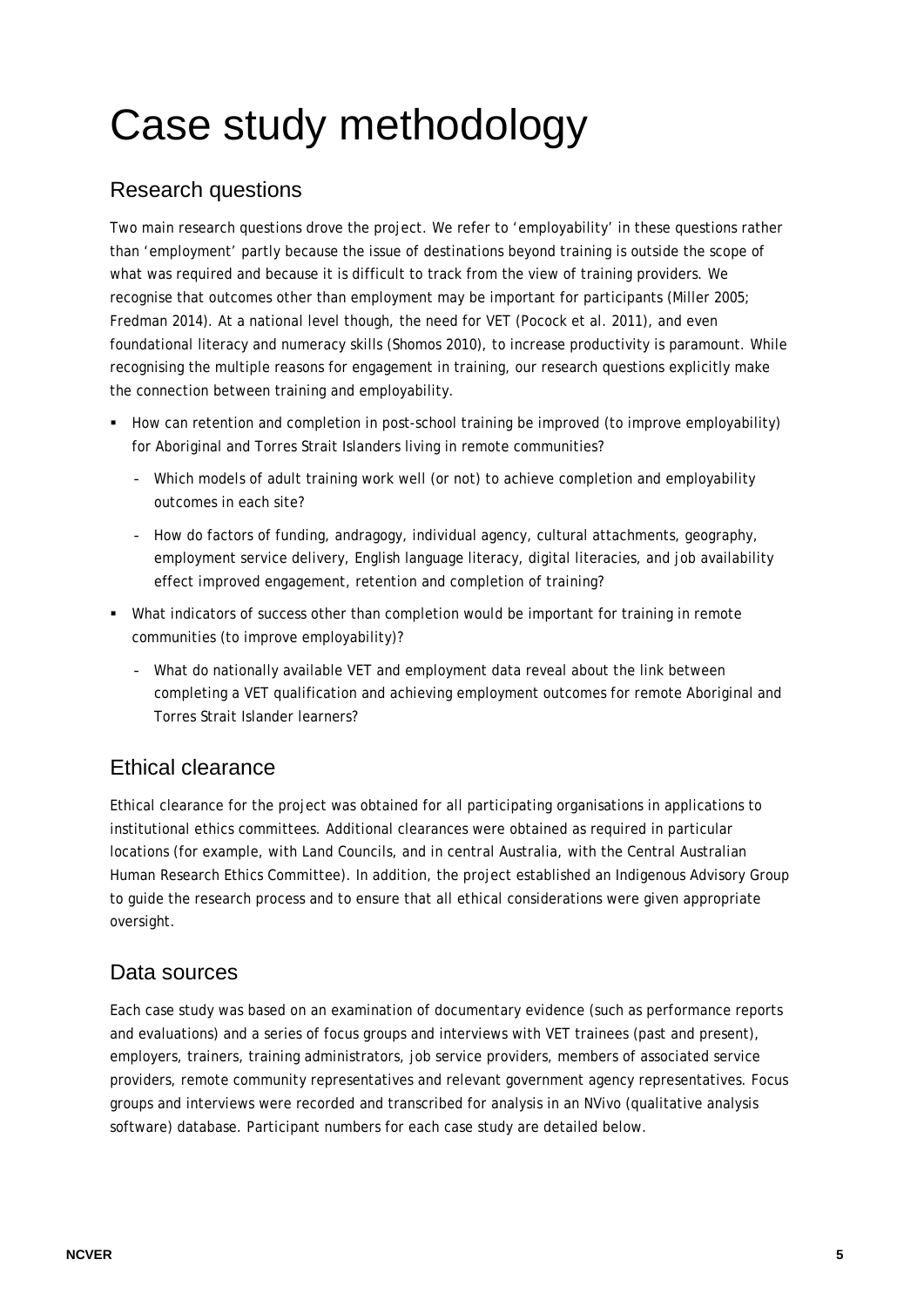# Case study methodology

## Research questions

Two main research questions drove the project. We refer to 'employability' in these questions rather than 'employment' partly because the issue of destinations beyond training is outside the scope of what was required and because it is difficult to track from the view of training providers. We recognise that outcomes other than employment may be important for participants (Miller 2005; Fredman 2014). At a national level though, the need for VET (Pocock et al. 2011), and even foundational literacy and numeracy skills (Shomos 2010), to increase productivity is paramount. While recognising the multiple reasons for engagement in training, our research questions explicitly make the connection between training and employability.

- How can retention and completion in post-school training be improved (to improve employability) for Aboriginal and Torres Strait Islanders living in remote communities?
  - Which models of adult training work well (or not) to achieve completion and employability outcomes in each site?
  - How do factors of funding, andragogy, individual agency, cultural attachments, geography, employment service delivery, English language literacy, digital literacies, and job availability effect improved engagement, retention and completion of training?
- What indicators of success other than completion would be important for training in remote communities (to improve employability)?
  - What do nationally available VET and employment data reveal about the link between completing a VET qualification and achieving employment outcomes for remote Aboriginal and Torres Strait Islander learners?

## Ethical clearance

Ethical clearance for the project was obtained for all participating organisations in applications to institutional ethics committees. Additional clearances were obtained as required in particular locations (for example, with Land Councils, and in central Australia, with the Central Australian Human Research Ethics Committee). In addition, the project established an Indigenous Advisory Group to guide the research process and to ensure that all ethical considerations were given appropriate oversight.

## Data sources

Each case study was based on an examination of documentary evidence (such as performance reports and evaluations) and a series of focus groups and interviews with VET trainees (past and present), employers, trainers, training administrators, job service providers, members of associated service providers, remote community representatives and relevant government agency representatives. Focus groups and interviews were recorded and transcribed for analysis in an NVivo (qualitative analysis software) database. Participant numbers for each case study are detailed below.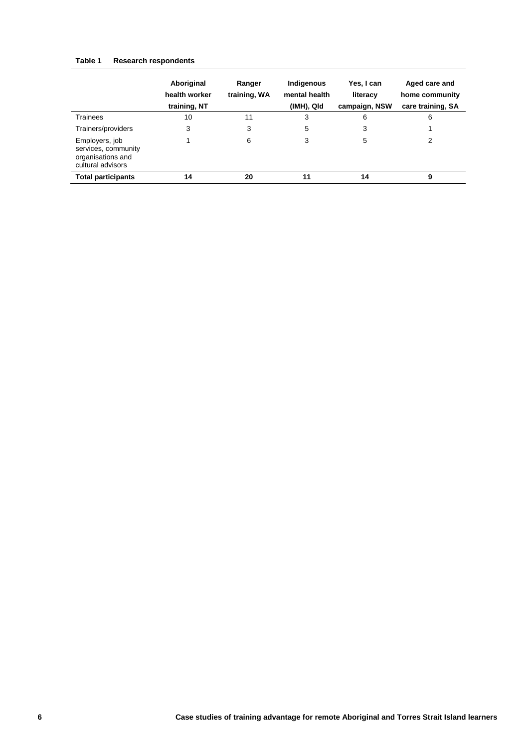**Table 1 Research respondents**

| | Aboriginal health worker training, NT | Ranger training, WA | Indigenous mental health (IMH), Qld | Yes, I can literacy campaign, NSW | Aged care and home community care training, SA |
|---|---|---|---|---|---|
| Trainees | 10 | 11 | 3 | 6 | 6 |
| Trainers/providers | 3 | 3 | 5 | 3 | 1 |
| Employers, job services, community organisations and cultural advisors | 1 | 6 | 3 | 5 | 2 |
| **Total participants** | **14** | **20** | **11** | **14** | **9** |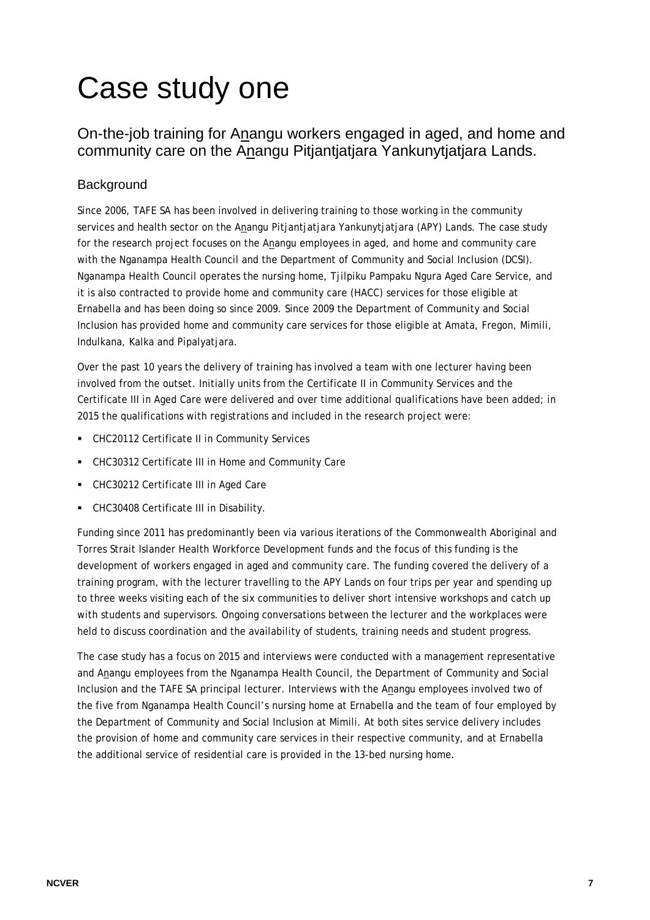# Case study one

## On-the-job training for Anangu workers engaged in aged, and home and community care on the Anangu Pitjantjatjara Yankunytjatjara Lands.

### Background

Since 2006, TAFE SA has been involved in delivering training to those working in the community services and health sector on the Anangu Pitjantjatjara Yankunytjatjara (APY) Lands. The case study for the research project focuses on the Anangu employees in aged, and home and community care with the Nganampa Health Council and the Department of Community and Social Inclusion (DCSI). Nganampa Health Council operates the nursing home, Tjilpiku Pampaku Ngura Aged Care Service, and it is also contracted to provide home and community care (HACC) services for those eligible at Ernabella and has been doing so since 2009. Since 2009 the Department of Community and Social Inclusion has provided home and community care services for those eligible at Amata, Fregon, Mimili, Indulkana, Kalka and Pipalyatjara.

Over the past 10 years the delivery of training has involved a team with one lecturer having been involved from the outset. Initially units from the Certificate II in Community Services and the Certificate III in Aged Care were delivered and over time additional qualifications have been added; in 2015 the qualifications with registrations and included in the research project were:

- CHC20112 Certificate II in Community Services
- CHC30312 Certificate III in Home and Community Care
- CHC30212 Certificate III in Aged Care
- CHC30408 Certificate III in Disability.

Funding since 2011 has predominantly been via various iterations of the Commonwealth Aboriginal and Torres Strait Islander Health Workforce Development funds and the focus of this funding is the development of workers engaged in aged and community care. The funding covered the delivery of a training program, with the lecturer travelling to the APY Lands on four trips per year and spending up to three weeks visiting each of the six communities to deliver short intensive workshops and catch up with students and supervisors. Ongoing conversations between the lecturer and the workplaces were held to discuss coordination and the availability of students, training needs and student progress.

The case study has a focus on 2015 and interviews were conducted with a management representative and Anangu employees from the Nganampa Health Council, the Department of Community and Social Inclusion and the TAFE SA principal lecturer. Interviews with the Anangu employees involved two of the five from Nganampa Health Council's nursing home at Ernabella and the team of four employed by the Department of Community and Social Inclusion at Mimili. At both sites service delivery includes the provision of home and community care services in their respective community, and at Ernabella the additional service of residential care is provided in the 13-bed nursing home.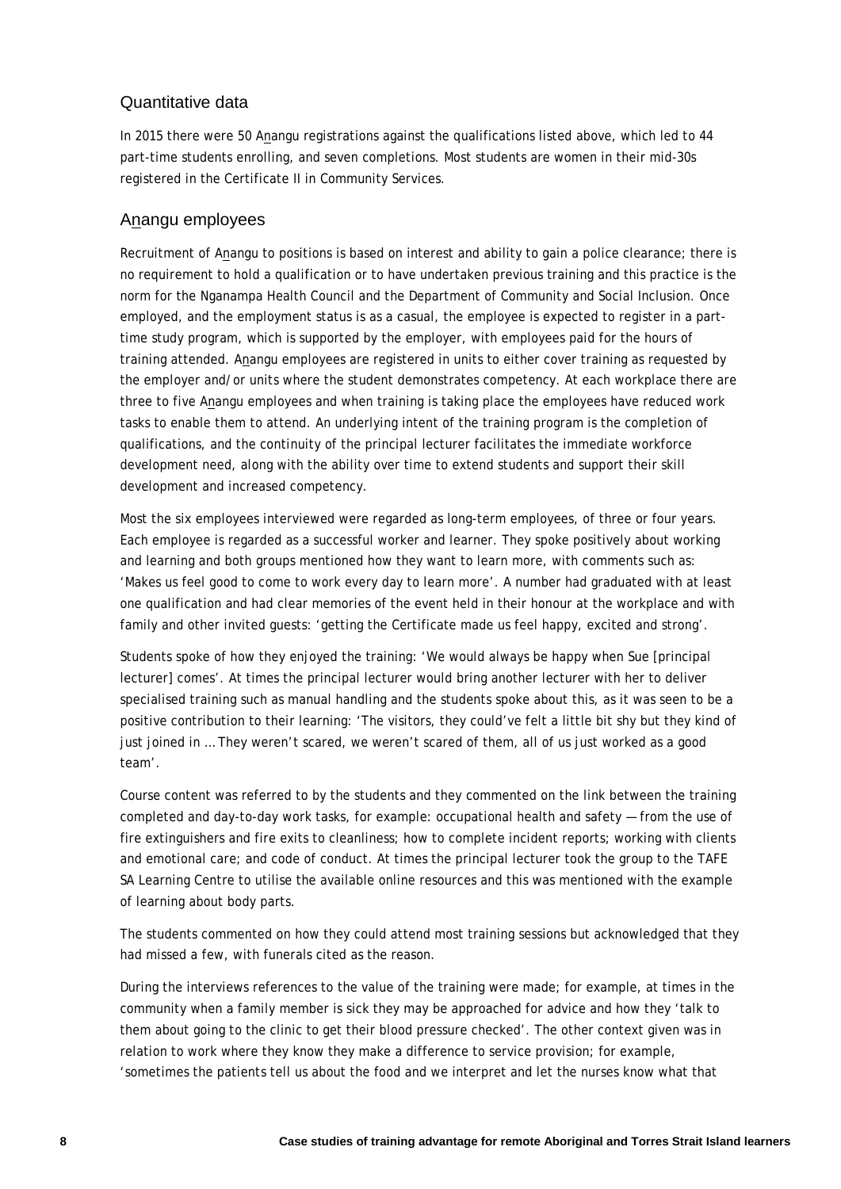## Quantitative data

In 2015 there were 50 A<u>n</u>angu registrations against the qualifications listed above, which led to 44 part-time students enrolling, and seven completions. Most students are women in their mid-30s registered in the Certificate II in Community Services.

## A<u>n</u>angu employees

Recruitment of A<u>n</u>angu to positions is based on interest and ability to gain a police clearance; there is no requirement to hold a qualification or to have undertaken previous training and this practice is the norm for the Nganampa Health Council and the Department of Community and Social Inclusion. Once employed, and the employment status is as a casual, the employee is expected to register in a part-time study program, which is supported by the employer, with employees paid for the hours of training attended. A<u>n</u>angu employees are registered in units to either cover training as requested by the employer and/or units where the student demonstrates competency. At each workplace there are three to five A<u>n</u>angu employees and when training is taking place the employees have reduced work tasks to enable them to attend. An underlying intent of the training program is the completion of qualifications, and the continuity of the principal lecturer facilitates the immediate workforce development need, along with the ability over time to extend students and support their skill development and increased competency.

Most the six employees interviewed were regarded as long-term employees, of three or four years. Each employee is regarded as a successful worker and learner. They spoke positively about working and learning and both groups mentioned how they want to learn more, with comments such as: 'Makes us feel good to come to work every day to learn more'. A number had graduated with at least one qualification and had clear memories of the event held in their honour at the workplace and with family and other invited guests: 'getting the Certificate made us feel happy, excited and strong'.

Students spoke of how they enjoyed the training: 'We would always be happy when Sue [principal lecturer] comes'. At times the principal lecturer would bring another lecturer with her to deliver specialised training such as manual handling and the students spoke about this, as it was seen to be a positive contribution to their learning: 'The visitors, they could've felt a little bit shy but they kind of just joined in … They weren't scared, we weren't scared of them, all of us just worked as a good team'.

Course content was referred to by the students and they commented on the link between the training completed and day-to-day work tasks, for example: occupational health and safety — from the use of fire extinguishers and fire exits to cleanliness; how to complete incident reports; working with clients and emotional care; and code of conduct. At times the principal lecturer took the group to the TAFE SA Learning Centre to utilise the available online resources and this was mentioned with the example of learning about body parts.

The students commented on how they could attend most training sessions but acknowledged that they had missed a few, with funerals cited as the reason.

During the interviews references to the value of the training were made; for example, at times in the community when a family member is sick they may be approached for advice and how they 'talk to them about going to the clinic to get their blood pressure checked'. The other context given was in relation to work where they know they make a difference to service provision; for example, 'sometimes the patients tell us about the food and we interpret and let the nurses know what that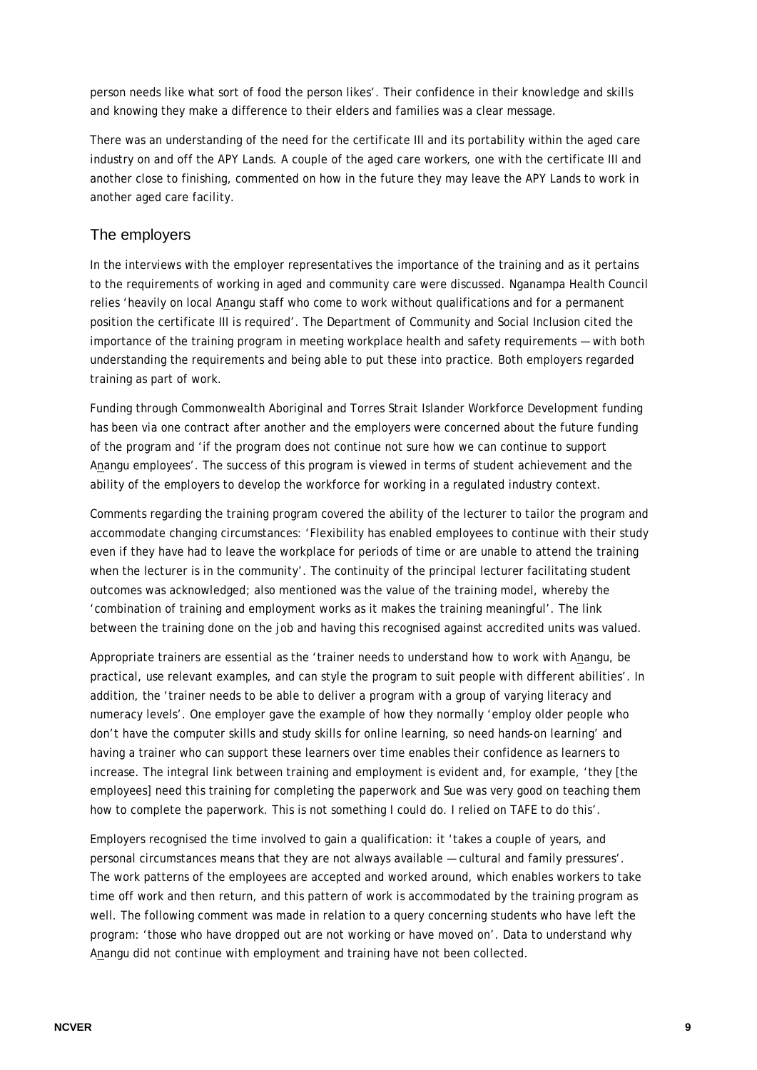person needs like what sort of food the person likes'. Their confidence in their knowledge and skills and knowing they make a difference to their elders and families was a clear message.

There was an understanding of the need for the certificate III and its portability within the aged care industry on and off the APY Lands. A couple of the aged care workers, one with the certificate III and another close to finishing, commented on how in the future they may leave the APY Lands to work in another aged care facility.

## The employers

In the interviews with the employer representatives the importance of the training and as it pertains to the requirements of working in aged and community care were discussed. Nganampa Health Council relies 'heavily on local Anangu staff who come to work without qualifications and for a permanent position the certificate III is required'. The Department of Community and Social Inclusion cited the importance of the training program in meeting workplace health and safety requirements — with both understanding the requirements and being able to put these into practice. Both employers regarded training as part of work.

Funding through Commonwealth Aboriginal and Torres Strait Islander Workforce Development funding has been via one contract after another and the employers were concerned about the future funding of the program and 'if the program does not continue not sure how we can continue to support Anangu employees'. The success of this program is viewed in terms of student achievement and the ability of the employers to develop the workforce for working in a regulated industry context.

Comments regarding the training program covered the ability of the lecturer to tailor the program and accommodate changing circumstances: 'Flexibility has enabled employees to continue with their study even if they have had to leave the workplace for periods of time or are unable to attend the training when the lecturer is in the community'. The continuity of the principal lecturer facilitating student outcomes was acknowledged; also mentioned was the value of the training model, whereby the 'combination of training and employment works as it makes the training meaningful'. The link between the training done on the job and having this recognised against accredited units was valued.

Appropriate trainers are essential as the 'trainer needs to understand how to work with Anangu, be practical, use relevant examples, and can style the program to suit people with different abilities'. In addition, the 'trainer needs to be able to deliver a program with a group of varying literacy and numeracy levels'. One employer gave the example of how they normally 'employ older people who don't have the computer skills and study skills for online learning, so need hands-on learning' and having a trainer who can support these learners over time enables their confidence as learners to increase. The integral link between training and employment is evident and, for example, 'they [the employees] need this training for completing the paperwork and Sue was very good on teaching them how to complete the paperwork. This is not something I could do. I relied on TAFE to do this'.

Employers recognised the time involved to gain a qualification: it 'takes a couple of years, and personal circumstances means that they are not always available — cultural and family pressures'. The work patterns of the employees are accepted and worked around, which enables workers to take time off work and then return, and this pattern of work is accommodated by the training program as well. The following comment was made in relation to a query concerning students who have left the program: 'those who have dropped out are not working or have moved on'. Data to understand why Anangu did not continue with employment and training have not been collected.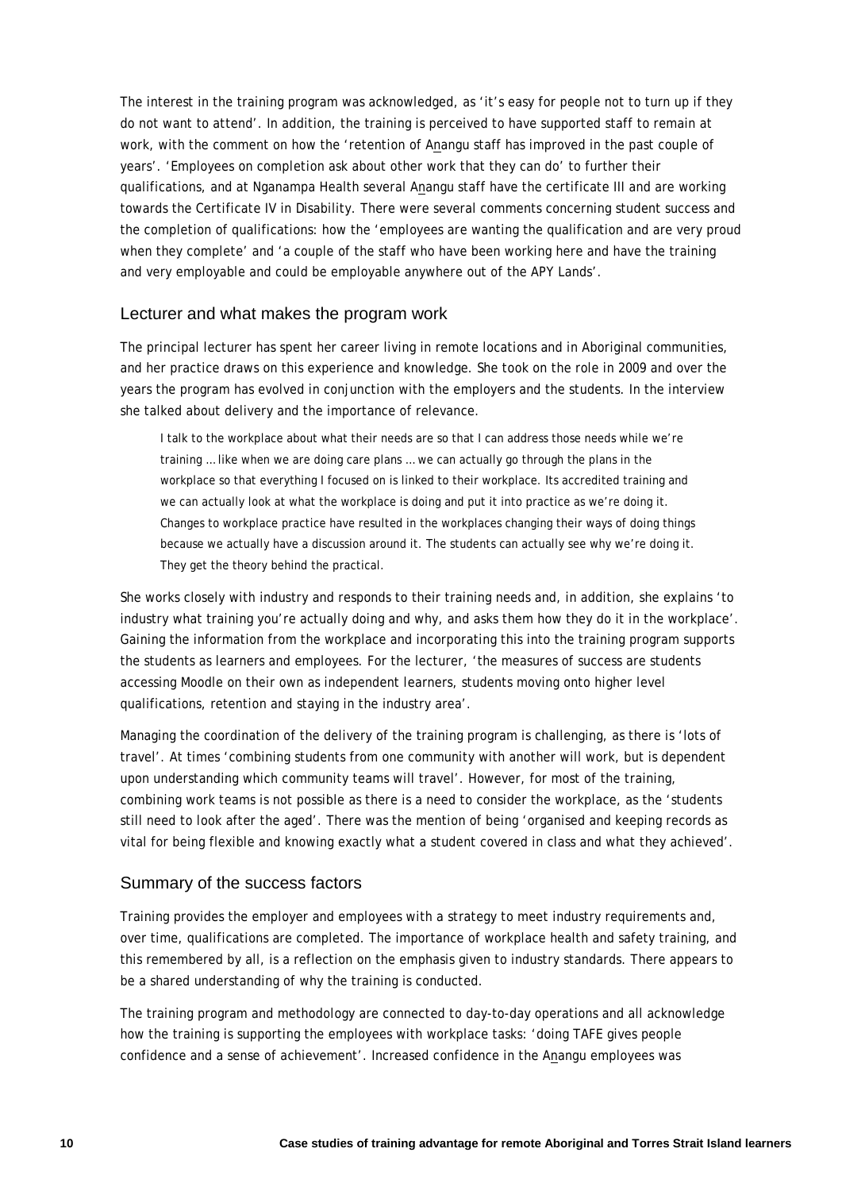The interest in the training program was acknowledged, as 'it's easy for people not to turn up if they do not want to attend'. In addition, the training is perceived to have supported staff to remain at work, with the comment on how the 'retention of Anangu staff has improved in the past couple of years'. 'Employees on completion ask about other work that they can do' to further their qualifications, and at Nganampa Health several Anangu staff have the certificate III and are working towards the Certificate IV in Disability. There were several comments concerning student success and the completion of qualifications: how the 'employees are wanting the qualification and are very proud when they complete' and 'a couple of the staff who have been working here and have the training and very employable and could be employable anywhere out of the APY Lands'.

## Lecturer and what makes the program work

The principal lecturer has spent her career living in remote locations and in Aboriginal communities, and her practice draws on this experience and knowledge. She took on the role in 2009 and over the years the program has evolved in conjunction with the employers and the students. In the interview she talked about delivery and the importance of relevance.

> I talk to the workplace about what their needs are so that I can address those needs while we're training … like when we are doing care plans … we can actually go through the plans in the workplace so that everything I focused on is linked to their workplace. Its accredited training and we can actually look at what the workplace is doing and put it into practice as we're doing it. Changes to workplace practice have resulted in the workplaces changing their ways of doing things because we actually have a discussion around it. The students can actually see why we're doing it. They get the theory behind the practical.

She works closely with industry and responds to their training needs and, in addition, she explains 'to industry what training you're actually doing and why, and asks them how they do it in the workplace'. Gaining the information from the workplace and incorporating this into the training program supports the students as learners and employees. For the lecturer, 'the measures of success are students accessing Moodle on their own as independent learners, students moving onto higher level qualifications, retention and staying in the industry area'.

Managing the coordination of the delivery of the training program is challenging, as there is 'lots of travel'. At times 'combining students from one community with another will work, but is dependent upon understanding which community teams will travel'. However, for most of the training, combining work teams is not possible as there is a need to consider the workplace, as the 'students still need to look after the aged'. There was the mention of being 'organised and keeping records as vital for being flexible and knowing exactly what a student covered in class and what they achieved'.

## Summary of the success factors

Training provides the employer and employees with a strategy to meet industry requirements and, over time, qualifications are completed. The importance of workplace health and safety training, and this remembered by all, is a reflection on the emphasis given to industry standards. There appears to be a shared understanding of why the training is conducted.

The training program and methodology are connected to day-to-day operations and all acknowledge how the training is supporting the employees with workplace tasks: 'doing TAFE gives people confidence and a sense of achievement'. Increased confidence in the Anangu employees was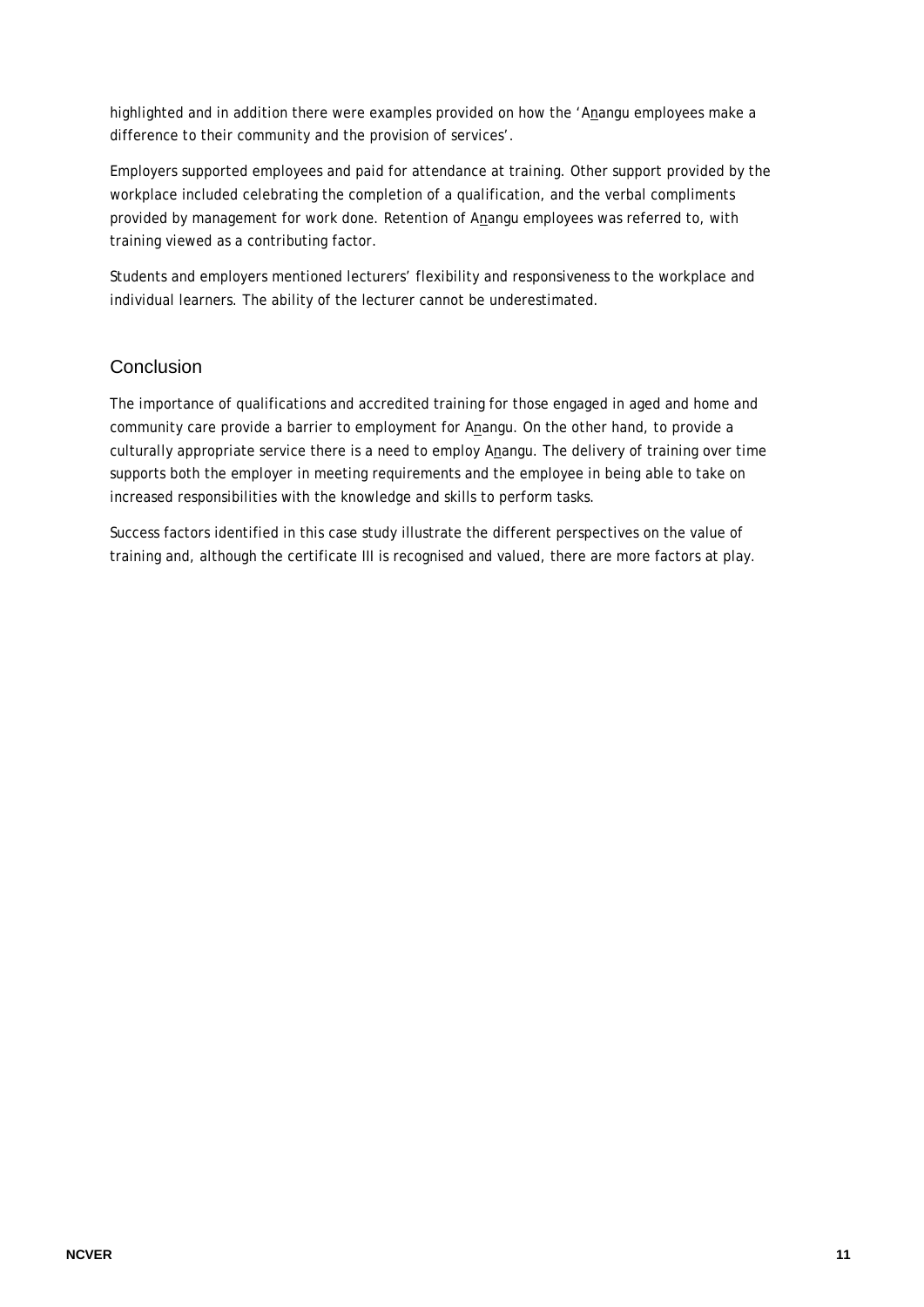highlighted and in addition there were examples provided on how the 'Anangu employees make a difference to their community and the provision of services'.

Employers supported employees and paid for attendance at training. Other support provided by the workplace included celebrating the completion of a qualification, and the verbal compliments provided by management for work done. Retention of Anangu employees was referred to, with training viewed as a contributing factor.

Students and employers mentioned lecturers' flexibility and responsiveness to the workplace and individual learners. The ability of the lecturer cannot be underestimated.

## Conclusion

The importance of qualifications and accredited training for those engaged in aged and home and community care provide a barrier to employment for Anangu. On the other hand, to provide a culturally appropriate service there is a need to employ Anangu. The delivery of training over time supports both the employer in meeting requirements and the employee in being able to take on increased responsibilities with the knowledge and skills to perform tasks.

Success factors identified in this case study illustrate the different perspectives on the value of training and, although the certificate III is recognised and valued, there are more factors at play.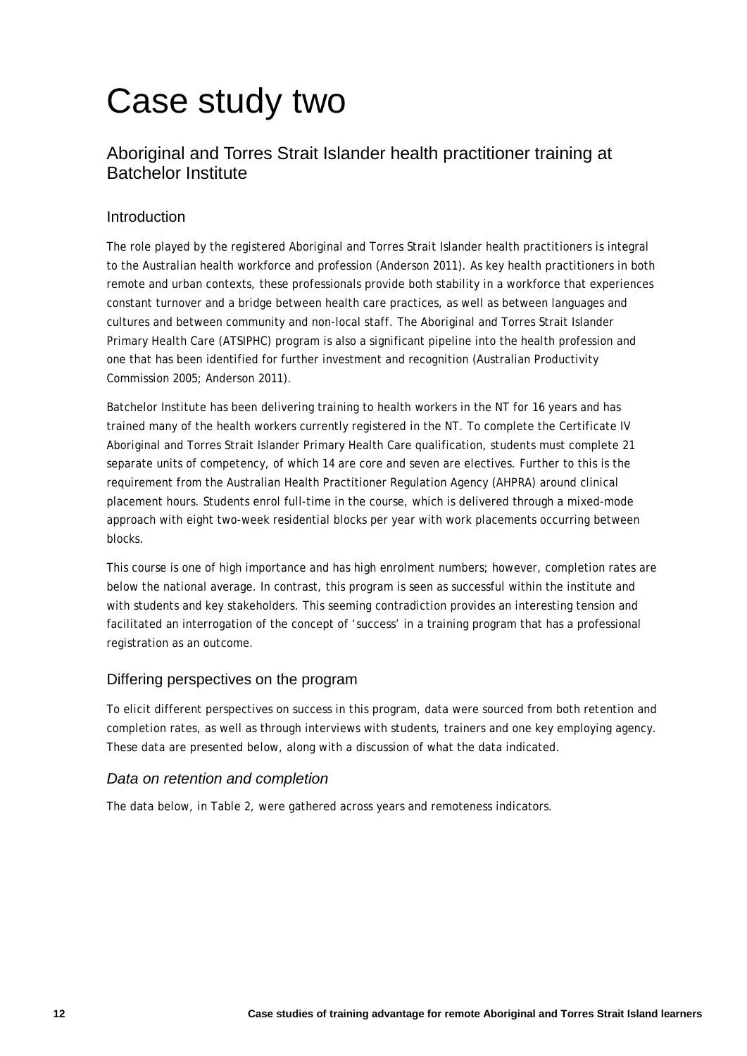# Case study two

## Aboriginal and Torres Strait Islander health practitioner training at Batchelor Institute

### Introduction

The role played by the registered Aboriginal and Torres Strait Islander health practitioners is integral to the Australian health workforce and profession (Anderson 2011). As key health practitioners in both remote and urban contexts, these professionals provide both stability in a workforce that experiences constant turnover and a bridge between health care practices, as well as between languages and cultures and between community and non-local staff. The Aboriginal and Torres Strait Islander Primary Health Care (ATSIPHC) program is also a significant pipeline into the health profession and one that has been identified for further investment and recognition (Australian Productivity Commission 2005; Anderson 2011).

Batchelor Institute has been delivering training to health workers in the NT for 16 years and has trained many of the health workers currently registered in the NT. To complete the Certificate IV Aboriginal and Torres Strait Islander Primary Health Care qualification, students must complete 21 separate units of competency, of which 14 are core and seven are electives. Further to this is the requirement from the Australian Health Practitioner Regulation Agency (AHPRA) around clinical placement hours. Students enrol full-time in the course, which is delivered through a mixed-mode approach with eight two-week residential blocks per year with work placements occurring between blocks.

This course is one of high importance and has high enrolment numbers; however, completion rates are below the national average. In contrast, this program is seen as successful within the institute and with students and key stakeholders. This seeming contradiction provides an interesting tension and facilitated an interrogation of the concept of 'success' in a training program that has a professional registration as an outcome.

### Differing perspectives on the program

To elicit different perspectives on success in this program, data were sourced from both retention and completion rates, as well as through interviews with students, trainers and one key employing agency. These data are presented below, along with a discussion of what the data indicated.

#### *Data on retention and completion*

The data below, in Table 2, were gathered across years and remoteness indicators.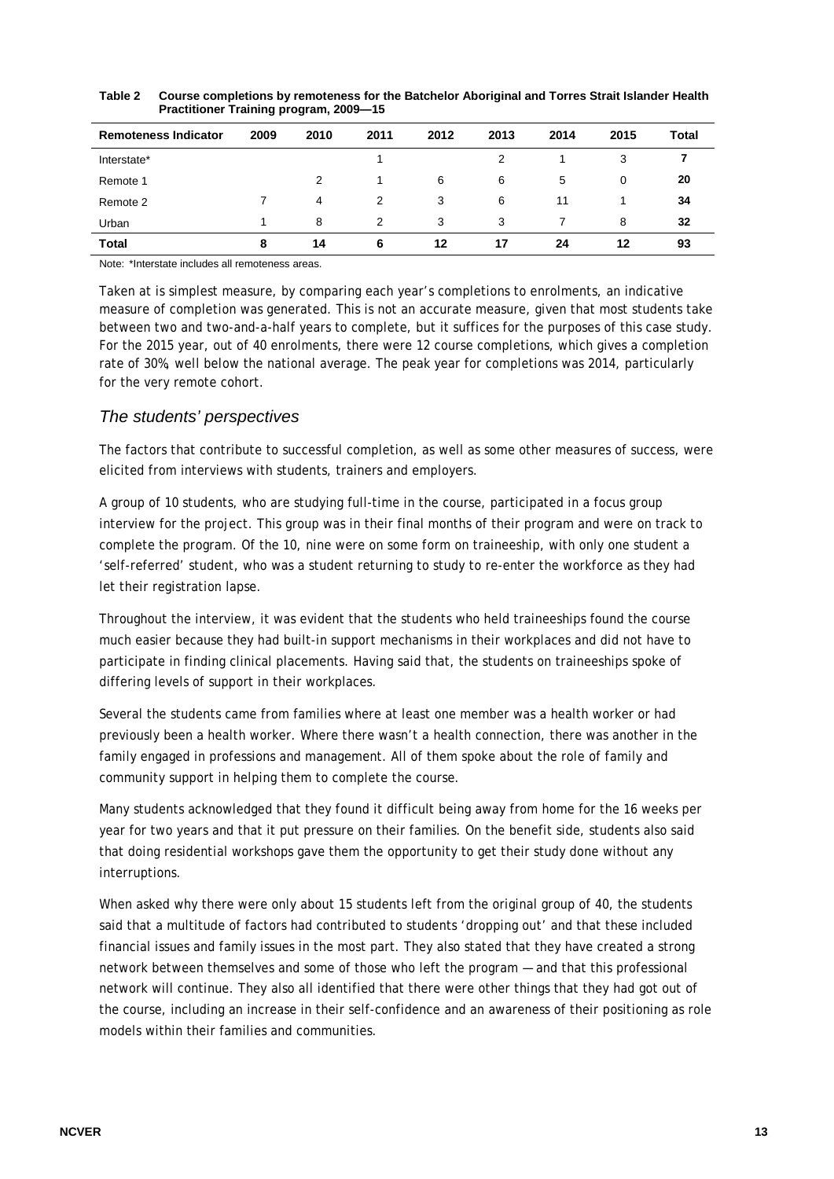**Table 2 Course completions by remoteness for the Batchelor Aboriginal and Torres Strait Islander Health Practitioner Training program, 2009—15**

| Remoteness Indicator | 2009 | 2010 | 2011 | 2012 | 2013 | 2014 | 2015 | Total |
|---|---|---|---|---|---|---|---|---|
| Interstate* | | | 1 | | 2 | 1 | 3 | **7** |
| Remote 1 | | 2 | 1 | 6 | 6 | 5 | 0 | **20** |
| Remote 2 | 7 | 4 | 2 | 3 | 6 | 11 | 1 | **34** |
| Urban | 1 | 8 | 2 | 3 | 3 | 7 | 8 | **32** |
| **Total** | **8** | **14** | **6** | **12** | **17** | **24** | **12** | **93** |

Note: *Interstate includes all remoteness areas.

Taken at is simplest measure, by comparing each year's completions to enrolments, an indicative measure of completion was generated. This is not an accurate measure, given that most students take between two and two-and-a-half years to complete, but it suffices for the purposes of this case study. For the 2015 year, out of 40 enrolments, there were 12 course completions, which gives a completion rate of 30%, well below the national average. The peak year for completions was 2014, particularly for the very remote cohort.

## *The students' perspectives*

The factors that contribute to successful completion, as well as some other measures of success, were elicited from interviews with students, trainers and employers.

A group of 10 students, who are studying full-time in the course, participated in a focus group interview for the project. This group was in their final months of their program and were on track to complete the program. Of the 10, nine were on some form on traineeship, with only one student a 'self-referred' student, who was a student returning to study to re-enter the workforce as they had let their registration lapse.

Throughout the interview, it was evident that the students who held traineeships found the course much easier because they had built-in support mechanisms in their workplaces and did not have to participate in finding clinical placements. Having said that, the students on traineeships spoke of differing levels of support in their workplaces.

Several the students came from families where at least one member was a health worker or had previously been a health worker. Where there wasn't a health connection, there was another in the family engaged in professions and management. All of them spoke about the role of family and community support in helping them to complete the course.

Many students acknowledged that they found it difficult being away from home for the 16 weeks per year for two years and that it put pressure on their families. On the benefit side, students also said that doing residential workshops gave them the opportunity to get their study done without any interruptions.

When asked why there were only about 15 students left from the original group of 40, the students said that a multitude of factors had contributed to students 'dropping out' and that these included financial issues and family issues in the most part. They also stated that they have created a strong network between themselves and some of those who left the program — and that this professional network will continue. They also all identified that there were other things that they had got out of the course, including an increase in their self-confidence and an awareness of their positioning as role models within their families and communities.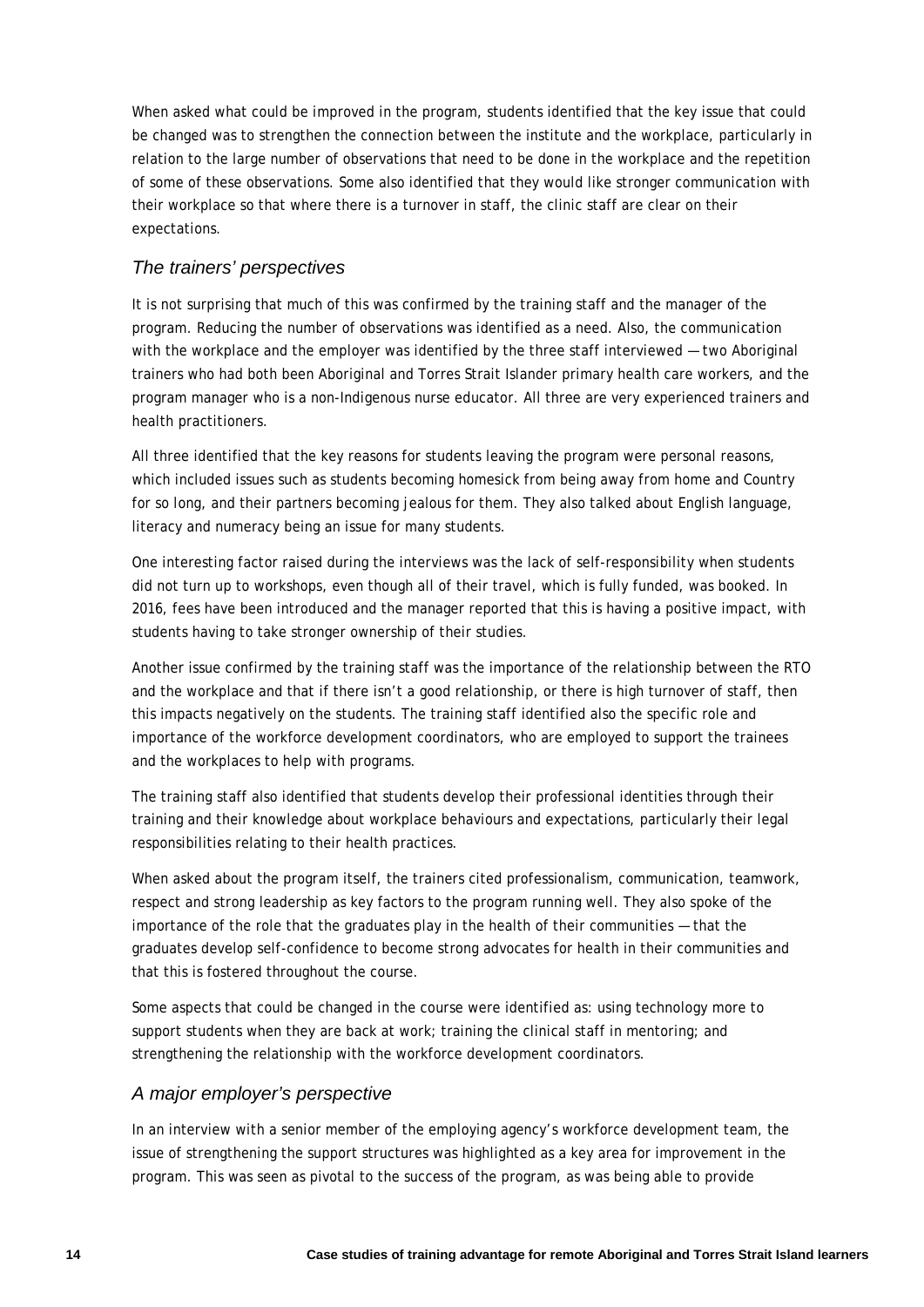When asked what could be improved in the program, students identified that the key issue that could be changed was to strengthen the connection between the institute and the workplace, particularly in relation to the large number of observations that need to be done in the workplace and the repetition of some of these observations. Some also identified that they would like stronger communication with their workplace so that where there is a turnover in staff, the clinic staff are clear on their expectations.

### *The trainers' perspectives*

It is not surprising that much of this was confirmed by the training staff and the manager of the program. Reducing the number of observations was identified as a need. Also, the communication with the workplace and the employer was identified by the three staff interviewed — two Aboriginal trainers who had both been Aboriginal and Torres Strait Islander primary health care workers, and the program manager who is a non-Indigenous nurse educator. All three are very experienced trainers and health practitioners.

All three identified that the key reasons for students leaving the program were personal reasons, which included issues such as students becoming homesick from being away from home and Country for so long, and their partners becoming jealous for them. They also talked about English language, literacy and numeracy being an issue for many students.

One interesting factor raised during the interviews was the lack of self-responsibility when students did not turn up to workshops, even though all of their travel, which is fully funded, was booked. In 2016, fees have been introduced and the manager reported that this is having a positive impact, with students having to take stronger ownership of their studies.

Another issue confirmed by the training staff was the importance of the relationship between the RTO and the workplace and that if there isn't a good relationship, or there is high turnover of staff, then this impacts negatively on the students. The training staff identified also the specific role and importance of the workforce development coordinators, who are employed to support the trainees and the workplaces to help with programs.

The training staff also identified that students develop their professional identities through their training and their knowledge about workplace behaviours and expectations, particularly their legal responsibilities relating to their health practices.

When asked about the program itself, the trainers cited professionalism, communication, teamwork, respect and strong leadership as key factors to the program running well. They also spoke of the importance of the role that the graduates play in the health of their communities — that the graduates develop self-confidence to become strong advocates for health in their communities and that this is fostered throughout the course.

Some aspects that could be changed in the course were identified as: using technology more to support students when they are back at work; training the clinical staff in mentoring; and strengthening the relationship with the workforce development coordinators.

### *A major employer's perspective*

In an interview with a senior member of the employing agency's workforce development team, the issue of strengthening the support structures was highlighted as a key area for improvement in the program. This was seen as pivotal to the success of the program, as was being able to provide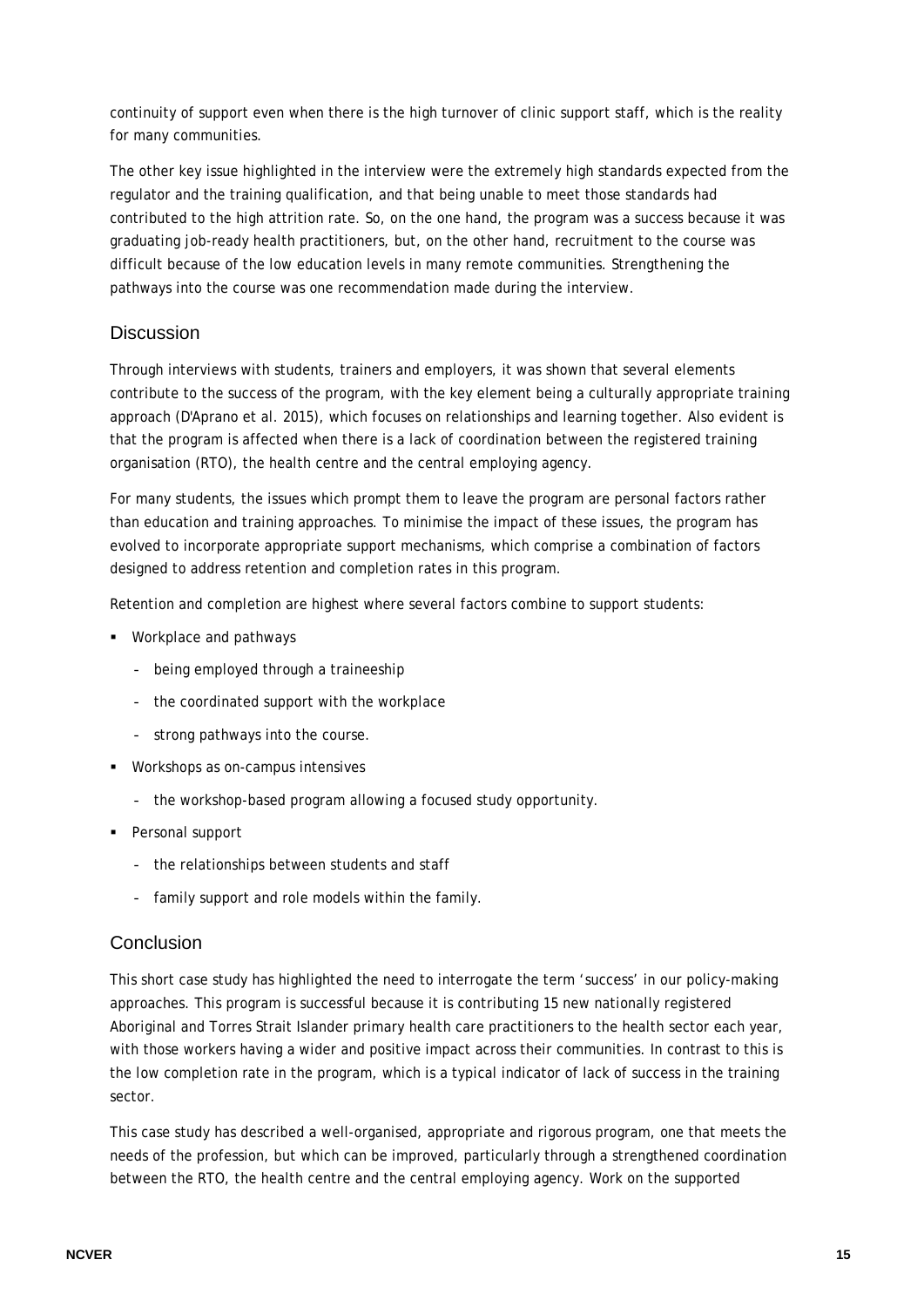continuity of support even when there is the high turnover of clinic support staff, which is the reality for many communities.

The other key issue highlighted in the interview were the extremely high standards expected from the regulator and the training qualification, and that being unable to meet those standards had contributed to the high attrition rate. So, on the one hand, the program was a success because it was graduating job-ready health practitioners, but, on the other hand, recruitment to the course was difficult because of the low education levels in many remote communities. Strengthening the pathways into the course was one recommendation made during the interview.

## Discussion

Through interviews with students, trainers and employers, it was shown that several elements contribute to the success of the program, with the key element being a culturally appropriate training approach (D'Aprano et al. 2015), which focuses on relationships and learning together. Also evident is that the program is affected when there is a lack of coordination between the registered training organisation (RTO), the health centre and the central employing agency.

For many students, the issues which prompt them to leave the program are personal factors rather than education and training approaches. To minimise the impact of these issues, the program has evolved to incorporate appropriate support mechanisms, which comprise a combination of factors designed to address retention and completion rates in this program.

Retention and completion are highest where several factors combine to support students:

- Workplace and pathways
  - being employed through a traineeship
  - the coordinated support with the workplace
  - strong pathways into the course.
- Workshops as on-campus intensives
  - the workshop-based program allowing a focused study opportunity.
- Personal support
  - the relationships between students and staff
  - family support and role models within the family.

## Conclusion

This short case study has highlighted the need to interrogate the term 'success' in our policy-making approaches. This program is successful because it is contributing 15 new nationally registered Aboriginal and Torres Strait Islander primary health care practitioners to the health sector each year, with those workers having a wider and positive impact across their communities. In contrast to this is the low completion rate in the program, which is a typical indicator of lack of success in the training sector.

This case study has described a well-organised, appropriate and rigorous program, one that meets the needs of the profession, but which can be improved, particularly through a strengthened coordination between the RTO, the health centre and the central employing agency. Work on the supported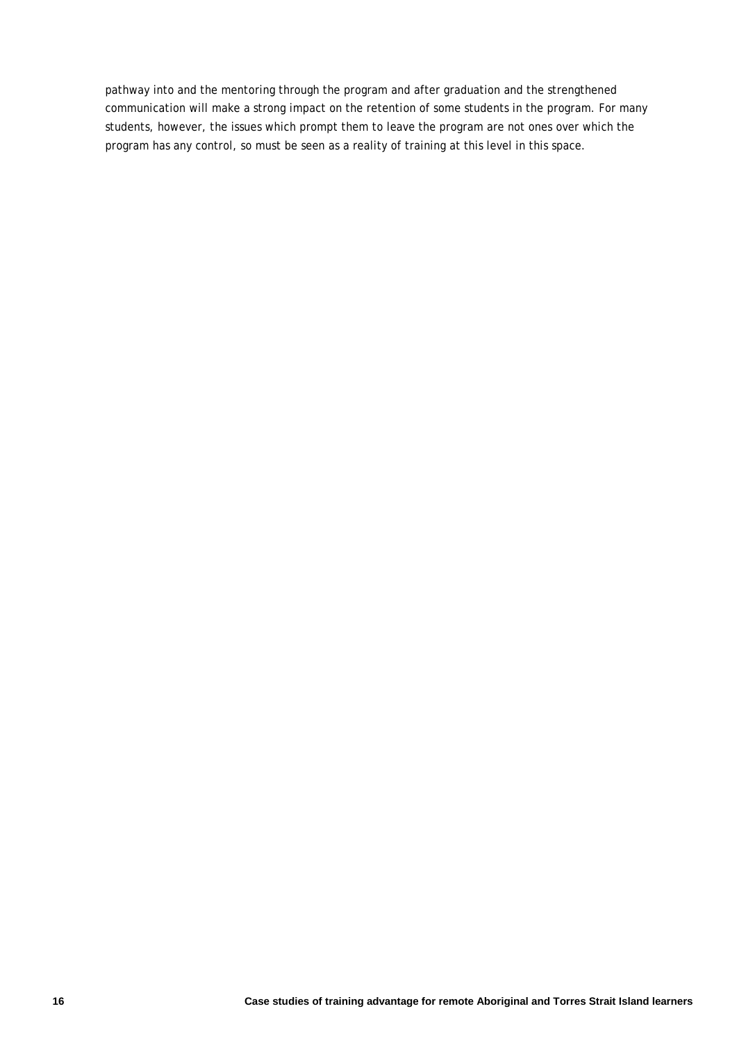pathway into and the mentoring through the program and after graduation and the strengthened communication will make a strong impact on the retention of some students in the program. For many students, however, the issues which prompt them to leave the program are not ones over which the program has any control, so must be seen as a reality of training at this level in this space.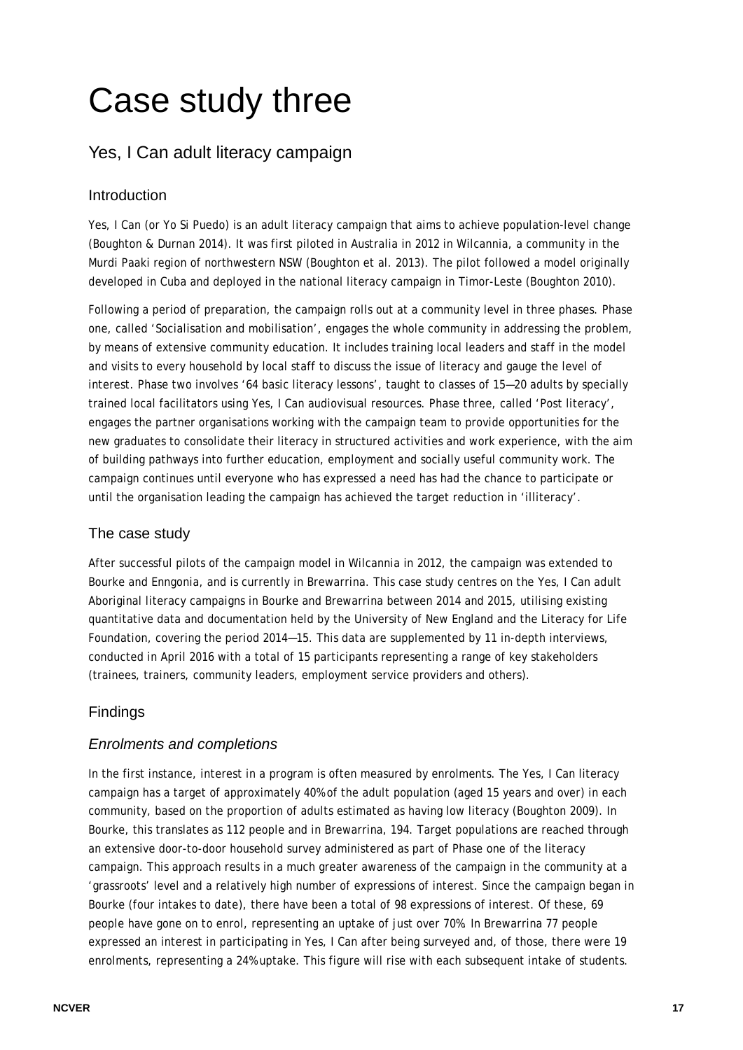# Case study three

## Yes, I Can adult literacy campaign

### Introduction

Yes, I Can (or Yo Si Puedo) is an adult literacy campaign that aims to achieve population-level change (Boughton & Durnan 2014). It was first piloted in Australia in 2012 in Wilcannia, a community in the Murdi Paaki region of northwestern NSW (Boughton et al. 2013). The pilot followed a model originally developed in Cuba and deployed in the national literacy campaign in Timor-Leste (Boughton 2010).

Following a period of preparation, the campaign rolls out at a community level in three phases. Phase one, called 'Socialisation and mobilisation', engages the whole community in addressing the problem, by means of extensive community education. It includes training local leaders and staff in the model and visits to every household by local staff to discuss the issue of literacy and gauge the level of interest. Phase two involves '64 basic literacy lessons', taught to classes of 15—20 adults by specially trained local facilitators using Yes, I Can audiovisual resources. Phase three, called 'Post literacy', engages the partner organisations working with the campaign team to provide opportunities for the new graduates to consolidate their literacy in structured activities and work experience, with the aim of building pathways into further education, employment and socially useful community work. The campaign continues until everyone who has expressed a need has had the chance to participate or until the organisation leading the campaign has achieved the target reduction in 'illiteracy'.

### The case study

After successful pilots of the campaign model in Wilcannia in 2012, the campaign was extended to Bourke and Enngonia, and is currently in Brewarrina. This case study centres on the Yes, I Can adult Aboriginal literacy campaigns in Bourke and Brewarrina between 2014 and 2015, utilising existing quantitative data and documentation held by the University of New England and the Literacy for Life Foundation, covering the period 2014—15. This data are supplemented by 11 in-depth interviews, conducted in April 2016 with a total of 15 participants representing a range of key stakeholders (trainees, trainers, community leaders, employment service providers and others).

### Findings

#### *Enrolments and completions*

In the first instance, interest in a program is often measured by enrolments. The Yes, I Can literacy campaign has a target of approximately 40% of the adult population (aged 15 years and over) in each community, based on the proportion of adults estimated as having low literacy (Boughton 2009). In Bourke, this translates as 112 people and in Brewarrina, 194. Target populations are reached through an extensive door-to-door household survey administered as part of Phase one of the literacy campaign. This approach results in a much greater awareness of the campaign in the community at a 'grassroots' level and a relatively high number of expressions of interest. Since the campaign began in Bourke (four intakes to date), there have been a total of 98 expressions of interest. Of these, 69 people have gone on to enrol, representing an uptake of just over 70%. In Brewarrina 77 people expressed an interest in participating in Yes, I Can after being surveyed and, of those, there were 19 enrolments, representing a 24% uptake. This figure will rise with each subsequent intake of students.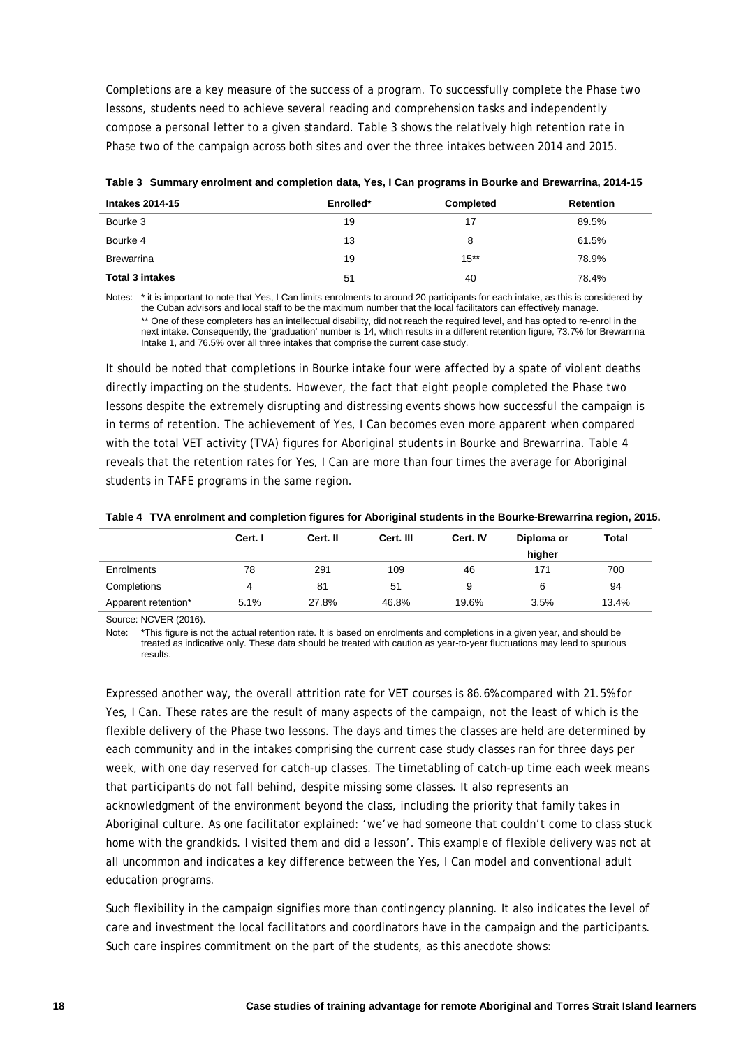Completions are a key measure of the success of a program. To successfully complete the Phase two lessons, students need to achieve several reading and comprehension tasks and independently compose a personal letter to a given standard. Table 3 shows the relatively high retention rate in Phase two of the campaign across both sites and over the three intakes between 2014 and 2015.

**Table 3 Summary enrolment and completion data, Yes, I Can programs in Bourke and Brewarrina, 2014-15**

| Intakes 2014-15 | Enrolled* | Completed | Retention |
|---|---|---|---|
| Bourke 3 | 19 | 17 | 89.5% |
| Bourke 4 | 13 | 8 | 61.5% |
| Brewarrina | 19 | 15** | 78.9% |
| **Total 3 intakes** | 51 | 40 | 78.4% |

Notes: * it is important to note that Yes, I Can limits enrolments to around 20 participants for each intake, as this is considered by the Cuban advisors and local staff to be the maximum number that the local facilitators can effectively manage.
** One of these completers has an intellectual disability, did not reach the required level, and has opted to re-enrol in the next intake. Consequently, the 'graduation' number is 14, which results in a different retention figure, 73.7% for Brewarrina Intake 1, and 76.5% over all three intakes that comprise the current case study.

It should be noted that completions in Bourke intake four were affected by a spate of violent deaths directly impacting on the students. However, the fact that eight people completed the Phase two lessons despite the extremely disrupting and distressing events shows how successful the campaign is in terms of retention. The achievement of Yes, I Can becomes even more apparent when compared with the total VET activity (TVA) figures for Aboriginal students in Bourke and Brewarrina. Table 4 reveals that the retention rates for Yes, I Can are more than four times the average for Aboriginal students in TAFE programs in the same region.

**Table 4 TVA enrolment and completion figures for Aboriginal students in the Bourke-Brewarrina region, 2015.**

| | Cert. I | Cert. II | Cert. III | Cert. IV | Diploma or higher | Total |
|---|---|---|---|---|---|---|
| Enrolments | 78 | 291 | 109 | 46 | 171 | 700 |
| Completions | 4 | 81 | 51 | 9 | 6 | 94 |
| Apparent retention* | 5.1% | 27.8% | 46.8% | 19.6% | 3.5% | 13.4% |

Source: NCVER (2016).

Note: *This figure is not the actual retention rate. It is based on enrolments and completions in a given year, and should be treated as indicative only. These data should be treated with caution as year-to-year fluctuations may lead to spurious results.

Expressed another way, the overall attrition rate for VET courses is 86.6% compared with 21.5% for Yes, I Can. These rates are the result of many aspects of the campaign, not the least of which is the flexible delivery of the Phase two lessons. The days and times the classes are held are determined by each community and in the intakes comprising the current case study classes ran for three days per week, with one day reserved for catch-up classes. The timetabling of catch-up time each week means that participants do not fall behind, despite missing some classes. It also represents an acknowledgment of the environment beyond the class, including the priority that family takes in Aboriginal culture. As one facilitator explained: 'we've had someone that couldn't come to class stuck home with the grandkids. I visited them and did a lesson'. This example of flexible delivery was not at all uncommon and indicates a key difference between the Yes, I Can model and conventional adult education programs.

Such flexibility in the campaign signifies more than contingency planning. It also indicates the level of care and investment the local facilitators and coordinators have in the campaign and the participants. Such care inspires commitment on the part of the students, as this anecdote shows: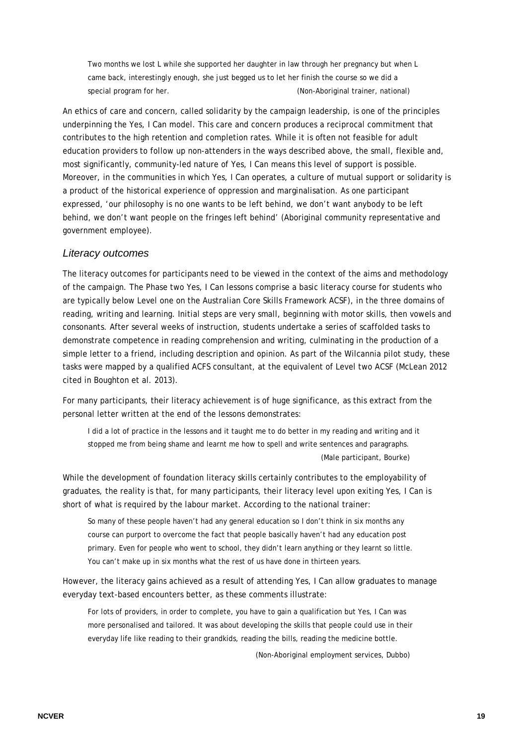> Two months we lost L while she supported her daughter in law through her pregnancy but when L came back, interestingly enough, she just begged us to let her finish the course so we did a special program for her. (Non-Aboriginal trainer, national)

An ethics of care and concern, called solidarity by the campaign leadership, is one of the principles underpinning the Yes, I Can model. This care and concern produces a reciprocal commitment that contributes to the high retention and completion rates. While it is often not feasible for adult education providers to follow up non-attenders in the ways described above, the small, flexible and, most significantly, community-led nature of Yes, I Can means this level of support is possible. Moreover, in the communities in which Yes, I Can operates, a culture of mutual support or solidarity is a product of the historical experience of oppression and marginalisation. As one participant expressed, 'our philosophy is no one wants to be left behind, we don't want anybody to be left behind, we don't want people on the fringes left behind' (Aboriginal community representative and government employee).

### Literacy outcomes

The literacy outcomes for participants need to be viewed in the context of the aims and methodology of the campaign. The Phase two Yes, I Can lessons comprise a basic literacy course for students who are typically below Level one on the Australian Core Skills Framework ACSF), in the three domains of reading, writing and learning. Initial steps are very small, beginning with motor skills, then vowels and consonants. After several weeks of instruction, students undertake a series of scaffolded tasks to demonstrate competence in reading comprehension and writing, culminating in the production of a simple letter to a friend, including description and opinion. As part of the Wilcannia pilot study, these tasks were mapped by a qualified ACFS consultant, at the equivalent of Level two ACSF (McLean 2012 cited in Boughton et al. 2013).

For many participants, their literacy achievement is of huge significance, as this extract from the personal letter written at the end of the lessons demonstrates:

> I did a lot of practice in the lessons and it taught me to do better in my reading and writing and it stopped me from being shame and learnt me how to spell and write sentences and paragraphs.
> (Male participant, Bourke)

While the development of foundation literacy skills certainly contributes to the employability of graduates, the reality is that, for many participants, their literacy level upon exiting Yes, I Can is short of what is required by the labour market. According to the national trainer:

> So many of these people haven't had any general education so I don't think in six months any course can purport to overcome the fact that people basically haven't had any education post primary. Even for people who went to school, they didn't learn anything or they learnt so little. You can't make up in six months what the rest of us have done in thirteen years.

However, the literacy gains achieved as a result of attending Yes, I Can allow graduates to manage everyday text-based encounters better, as these comments illustrate:

> For lots of providers, in order to complete, you have to gain a qualification but Yes, I Can was more personalised and tailored. It was about developing the skills that people could use in their everyday life like reading to their grandkids, reading the bills, reading the medicine bottle.
> (Non-Aboriginal employment services, Dubbo)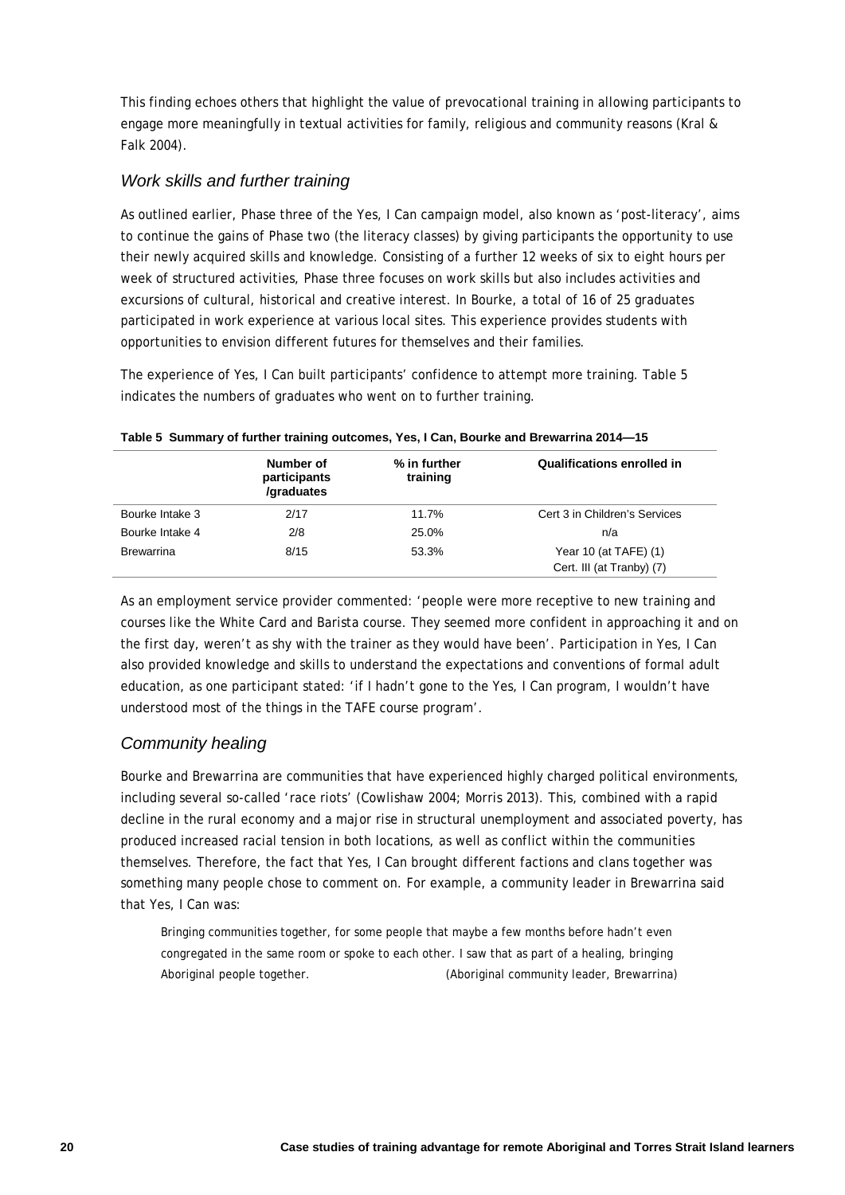This finding echoes others that highlight the value of prevocational training in allowing participants to engage more meaningfully in textual activities for family, religious and community reasons (Kral & Falk 2004).

### *Work skills and further training*

As outlined earlier, Phase three of the Yes, I Can campaign model, also known as 'post-literacy', aims to continue the gains of Phase two (the literacy classes) by giving participants the opportunity to use their newly acquired skills and knowledge. Consisting of a further 12 weeks of six to eight hours per week of structured activities, Phase three focuses on work skills but also includes activities and excursions of cultural, historical and creative interest. In Bourke, a total of 16 of 25 graduates participated in work experience at various local sites. This experience provides students with opportunities to envision different futures for themselves and their families.

The experience of Yes, I Can built participants' confidence to attempt more training. Table 5 indicates the numbers of graduates who went on to further training.

**Table 5 Summary of further training outcomes, Yes, I Can, Bourke and Brewarrina 2014—15**

| | Number of participants /graduates | % in further training | Qualifications enrolled in |
|---|---|---|---|
| Bourke Intake 3 | 2/17 | 11.7% | Cert 3 in Children's Services |
| Bourke Intake 4 | 2/8 | 25.0% | n/a |
| Brewarrina | 8/15 | 53.3% | Year 10 (at TAFE) (1)<br>Cert. III (at Tranby) (7) |

As an employment service provider commented: 'people were more receptive to new training and courses like the White Card and Barista course. They seemed more confident in approaching it and on the first day, weren't as shy with the trainer as they would have been'. Participation in Yes, I Can also provided knowledge and skills to understand the expectations and conventions of formal adult education, as one participant stated: 'if I hadn't gone to the Yes, I Can program, I wouldn't have understood most of the things in the TAFE course program'.

### *Community healing*

Bourke and Brewarrina are communities that have experienced highly charged political environments, including several so-called 'race riots' (Cowlishaw 2004; Morris 2013). This, combined with a rapid decline in the rural economy and a major rise in structural unemployment and associated poverty, has produced increased racial tension in both locations, as well as conflict within the communities themselves. Therefore, the fact that Yes, I Can brought different factions and clans together was something many people chose to comment on. For example, a community leader in Brewarrina said that Yes, I Can was:

> Bringing communities together, for some people that maybe a few months before hadn't even congregated in the same room or spoke to each other. I saw that as part of a healing, bringing Aboriginal people together. (Aboriginal community leader, Brewarrina)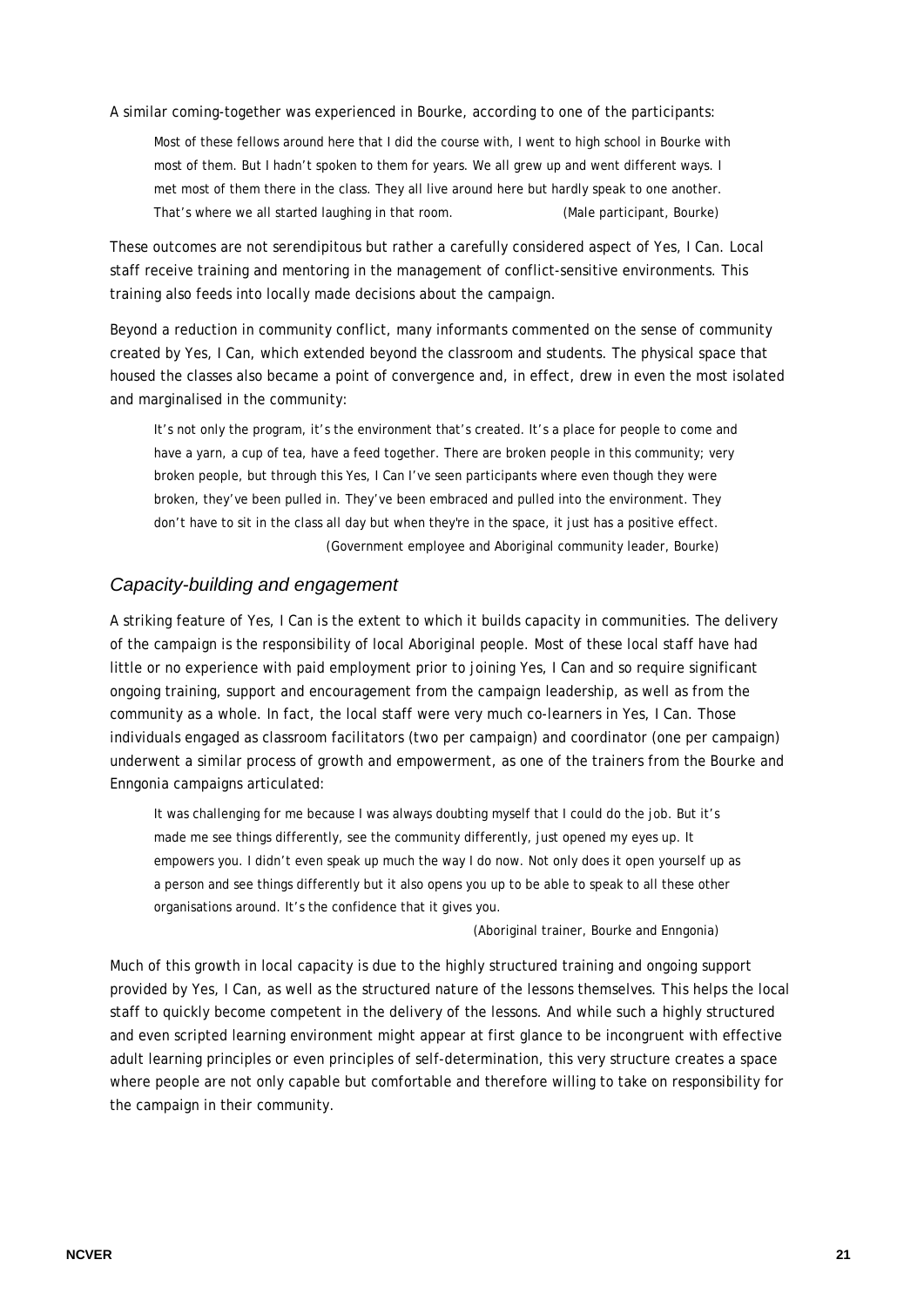A similar coming-together was experienced in Bourke, according to one of the participants:

> Most of these fellows around here that I did the course with, I went to high school in Bourke with most of them. But I hadn't spoken to them for years. We all grew up and went different ways. I met most of them there in the class. They all live around here but hardly speak to one another. That's where we all started laughing in that room. (Male participant, Bourke)

These outcomes are not serendipitous but rather a carefully considered aspect of Yes, I Can. Local staff receive training and mentoring in the management of conflict-sensitive environments. This training also feeds into locally made decisions about the campaign.

Beyond a reduction in community conflict, many informants commented on the sense of community created by Yes, I Can, which extended beyond the classroom and students. The physical space that housed the classes also became a point of convergence and, in effect, drew in even the most isolated and marginalised in the community:

> It's not only the program, it's the environment that's created. It's a place for people to come and have a yarn, a cup of tea, have a feed together. There are broken people in this community; very broken people, but through this Yes, I Can I've seen participants where even though they were broken, they've been pulled in. They've been embraced and pulled into the environment. They don't have to sit in the class all day but when they're in the space, it just has a positive effect.
> (Government employee and Aboriginal community leader, Bourke)

## *Capacity-building and engagement*

A striking feature of Yes, I Can is the extent to which it builds capacity in communities. The delivery of the campaign is the responsibility of local Aboriginal people. Most of these local staff have had little or no experience with paid employment prior to joining Yes, I Can and so require significant ongoing training, support and encouragement from the campaign leadership, as well as from the community as a whole. In fact, the local staff were very much co-learners in Yes, I Can. Those individuals engaged as classroom facilitators (two per campaign) and coordinator (one per campaign) underwent a similar process of growth and empowerment, as one of the trainers from the Bourke and Enngonia campaigns articulated:

> It was challenging for me because I was always doubting myself that I could do the job. But it's made me see things differently, see the community differently, just opened my eyes up. It empowers you. I didn't even speak up much the way I do now. Not only does it open yourself up as a person and see things differently but it also opens you up to be able to speak to all these other organisations around. It's the confidence that it gives you.
> (Aboriginal trainer, Bourke and Enngonia)

Much of this growth in local capacity is due to the highly structured training and ongoing support provided by Yes, I Can, as well as the structured nature of the lessons themselves. This helps the local staff to quickly become competent in the delivery of the lessons. And while such a highly structured and even scripted learning environment might appear at first glance to be incongruent with effective adult learning principles or even principles of self-determination, this very structure creates a space where people are not only capable but comfortable and therefore willing to take on responsibility for the campaign in their community.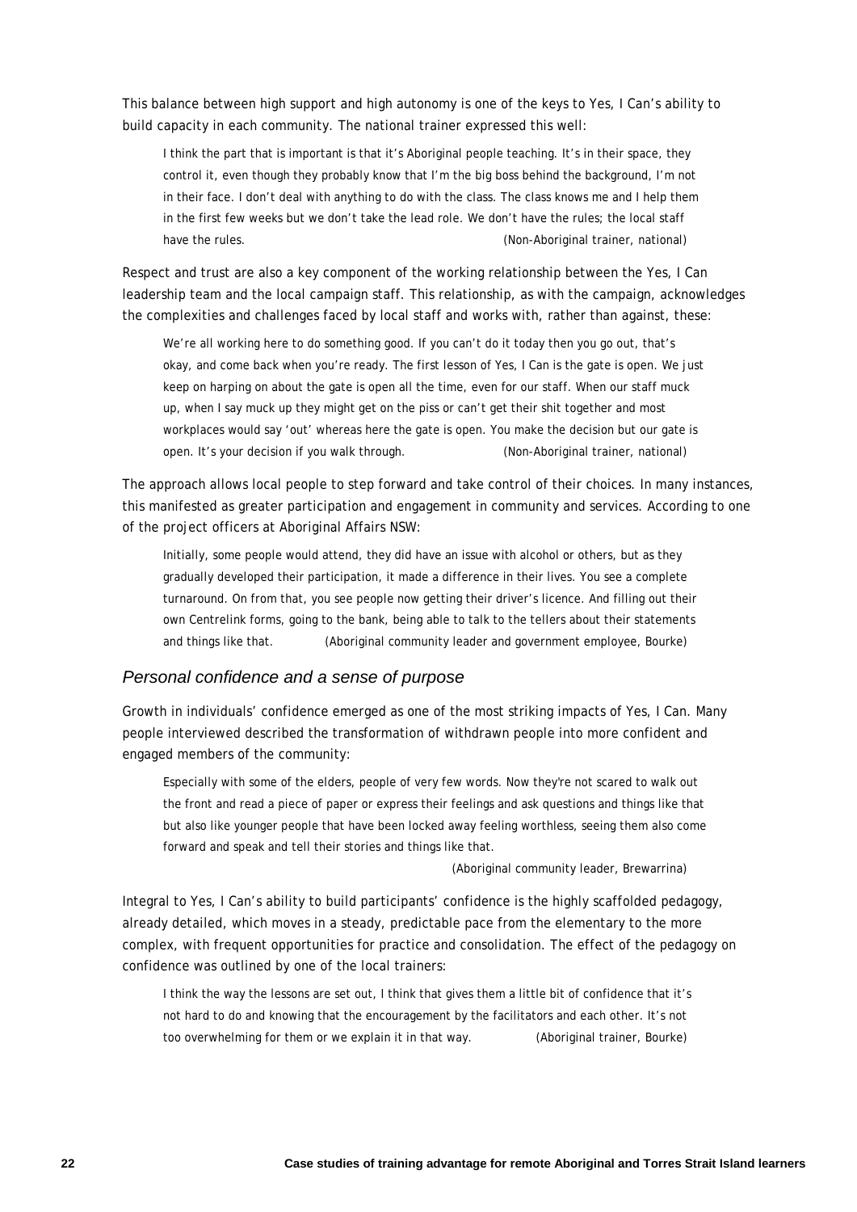This balance between high support and high autonomy is one of the keys to Yes, I Can's ability to build capacity in each community. The national trainer expressed this well:

> I think the part that is important is that it's Aboriginal people teaching. It's in their space, they control it, even though they probably know that I'm the big boss behind the background, I'm not in their face. I don't deal with anything to do with the class. The class knows me and I help them in the first few weeks but we don't take the lead role. We don't have the rules; the local staff have the rules. (Non-Aboriginal trainer, national)

Respect and trust are also a key component of the working relationship between the Yes, I Can leadership team and the local campaign staff. This relationship, as with the campaign, acknowledges the complexities and challenges faced by local staff and works with, rather than against, these:

> We're all working here to do something good. If you can't do it today then you go out, that's okay, and come back when you're ready. The first lesson of Yes, I Can is the gate is open. We just keep on harping on about the gate is open all the time, even for our staff. When our staff muck up, when I say muck up they might get on the piss or can't get their shit together and most workplaces would say 'out' whereas here the gate is open. You make the decision but our gate is open. It's your decision if you walk through. (Non-Aboriginal trainer, national)

The approach allows local people to step forward and take control of their choices. In many instances, this manifested as greater participation and engagement in community and services. According to one of the project officers at Aboriginal Affairs NSW:

> Initially, some people would attend, they did have an issue with alcohol or others, but as they gradually developed their participation, it made a difference in their lives. You see a complete turnaround. On from that, you see people now getting their driver's licence. And filling out their own Centrelink forms, going to the bank, being able to talk to the tellers about their statements and things like that. (Aboriginal community leader and government employee, Bourke)

### Personal confidence and a sense of purpose

Growth in individuals' confidence emerged as one of the most striking impacts of Yes, I Can. Many people interviewed described the transformation of withdrawn people into more confident and engaged members of the community:

> Especially with some of the elders, people of very few words. Now they're not scared to walk out the front and read a piece of paper or express their feelings and ask questions and things like that but also like younger people that have been locked away feeling worthless, seeing them also come forward and speak and tell their stories and things like that.
>
> (Aboriginal community leader, Brewarrina)

Integral to Yes, I Can's ability to build participants' confidence is the highly scaffolded pedagogy, already detailed, which moves in a steady, predictable pace from the elementary to the more complex, with frequent opportunities for practice and consolidation. The effect of the pedagogy on confidence was outlined by one of the local trainers:

> I think the way the lessons are set out, I think that gives them a little bit of confidence that it's not hard to do and knowing that the encouragement by the facilitators and each other. It's not too overwhelming for them or we explain it in that way. (Aboriginal trainer, Bourke)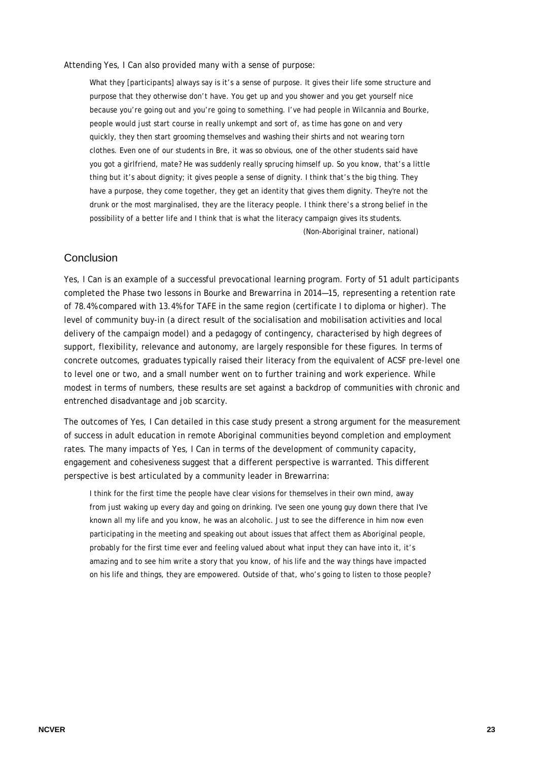Attending Yes, I Can also provided many with a sense of purpose:

> What they [participants] always say is it's a sense of purpose. It gives their life some structure and purpose that they otherwise don't have. You get up and you shower and you get yourself nice because you're going out and you're going to something. I've had people in Wilcannia and Bourke, people would just start course in really unkempt and sort of, as time has gone on and very quickly, they then start grooming themselves and washing their shirts and not wearing torn clothes. Even one of our students in Bre, it was so obvious, one of the other students said have you got a girlfriend, mate? He was suddenly really sprucing himself up. So you know, that's a little thing but it's about dignity; it gives people a sense of dignity. I think that's the big thing. They have a purpose, they come together, they get an identity that gives them dignity. They're not the drunk or the most marginalised, they are the literacy people. I think there's a strong belief in the possibility of a better life and I think that is what the literacy campaign gives its students.
>
> (Non-Aboriginal trainer, national)

## Conclusion

Yes, I Can is an example of a successful prevocational learning program. Forty of 51 adult participants completed the Phase two lessons in Bourke and Brewarrina in 2014—15, representing a retention rate of 78.4% compared with 13.4% for TAFE in the same region (certificate I to diploma or higher). The level of community buy-in (a direct result of the socialisation and mobilisation activities and local delivery of the campaign model) and a pedagogy of contingency, characterised by high degrees of support, flexibility, relevance and autonomy, are largely responsible for these figures. In terms of concrete outcomes, graduates typically raised their literacy from the equivalent of ACSF pre-level one to level one or two, and a small number went on to further training and work experience. While modest in terms of numbers, these results are set against a backdrop of communities with chronic and entrenched disadvantage and job scarcity.

The outcomes of Yes, I Can detailed in this case study present a strong argument for the measurement of success in adult education in remote Aboriginal communities beyond completion and employment rates. The many impacts of Yes, I Can in terms of the development of community capacity, engagement and cohesiveness suggest that a different perspective is warranted. This different perspective is best articulated by a community leader in Brewarrina:

> I think for the first time the people have clear visions for themselves in their own mind, away from just waking up every day and going on drinking. I've seen one young guy down there that I've known all my life and you know, he was an alcoholic. Just to see the difference in him now even participating in the meeting and speaking out about issues that affect them as Aboriginal people, probably for the first time ever and feeling valued about what input they can have into it, it's amazing and to see him write a story that you know, of his life and the way things have impacted on his life and things, they are empowered. Outside of that, who's going to listen to those people?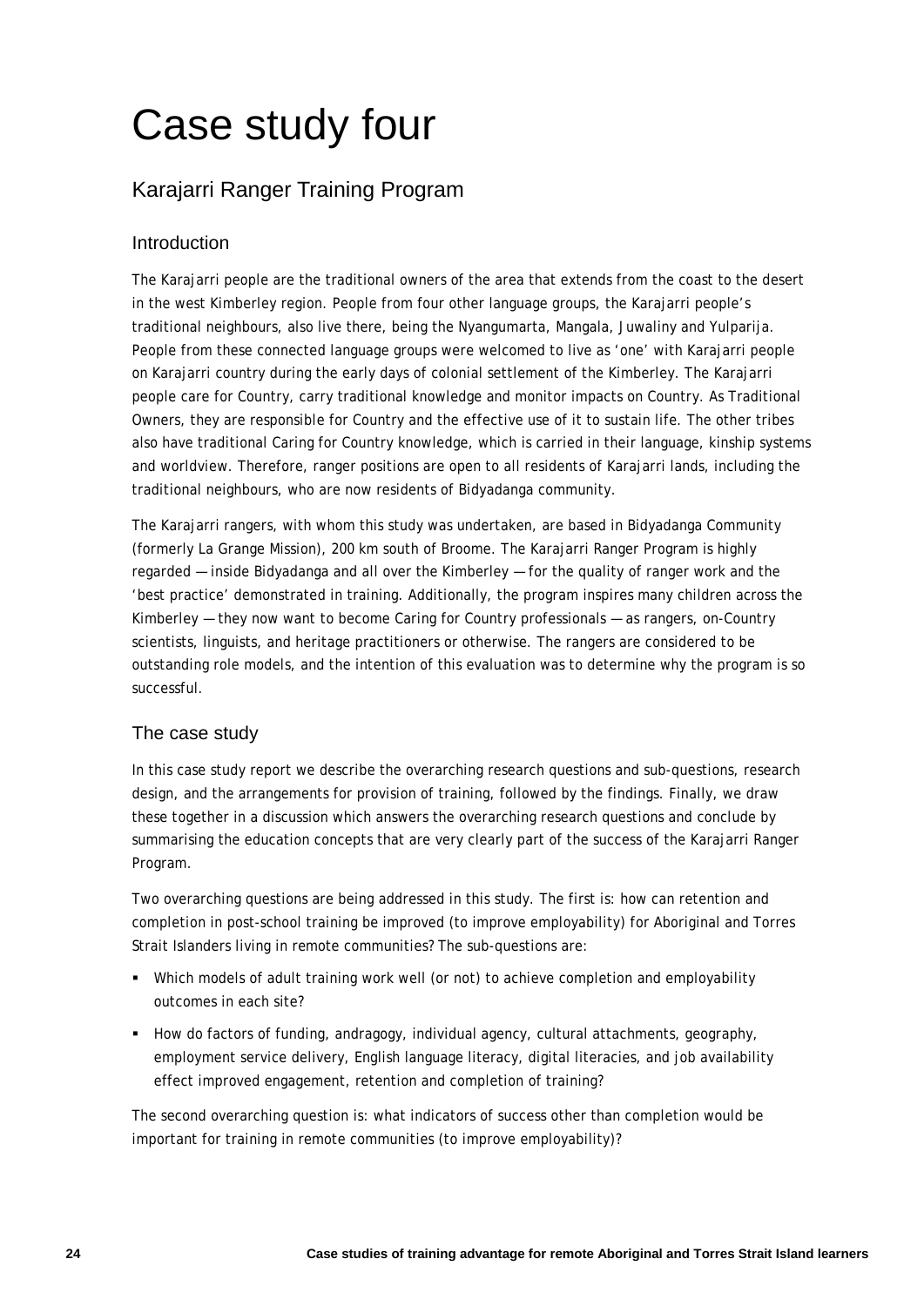# Case study four

## Karajarri Ranger Training Program

### Introduction

The Karajarri people are the traditional owners of the area that extends from the coast to the desert in the west Kimberley region. People from four other language groups, the Karajarri people's traditional neighbours, also live there, being the Nyangumarta, Mangala, Juwaliny and Yulparija. People from these connected language groups were welcomed to live as 'one' with Karajarri people on Karajarri country during the early days of colonial settlement of the Kimberley. The Karajarri people care for Country, carry traditional knowledge and monitor impacts on Country. As Traditional Owners, they are responsible for Country and the effective use of it to sustain life. The other tribes also have traditional Caring for Country knowledge, which is carried in their language, kinship systems and worldview. Therefore, ranger positions are open to all residents of Karajarri lands, including the traditional neighbours, who are now residents of Bidyadanga community.

The Karajarri rangers, with whom this study was undertaken, are based in Bidyadanga Community (formerly La Grange Mission), 200 km south of Broome. The Karajarri Ranger Program is highly regarded — inside Bidyadanga and all over the Kimberley — for the quality of ranger work and the 'best practice' demonstrated in training. Additionally, the program inspires many children across the Kimberley — they now want to become Caring for Country professionals — as rangers, on-Country scientists, linguists, and heritage practitioners or otherwise. The rangers are considered to be outstanding role models, and the intention of this evaluation was to determine why the program is so successful.

### The case study

In this case study report we describe the overarching research questions and sub-questions, research design, and the arrangements for provision of training, followed by the findings. Finally, we draw these together in a discussion which answers the overarching research questions and conclude by summarising the education concepts that are very clearly part of the success of the Karajarri Ranger Program.

Two overarching questions are being addressed in this study. The first is: how can retention and completion in post-school training be improved (to improve employability) for Aboriginal and Torres Strait Islanders living in remote communities? The sub-questions are:

- Which models of adult training work well (or not) to achieve completion and employability outcomes in each site?
- How do factors of funding, andragogy, individual agency, cultural attachments, geography, employment service delivery, English language literacy, digital literacies, and job availability effect improved engagement, retention and completion of training?

The second overarching question is: what indicators of success other than completion would be important for training in remote communities (to improve employability)?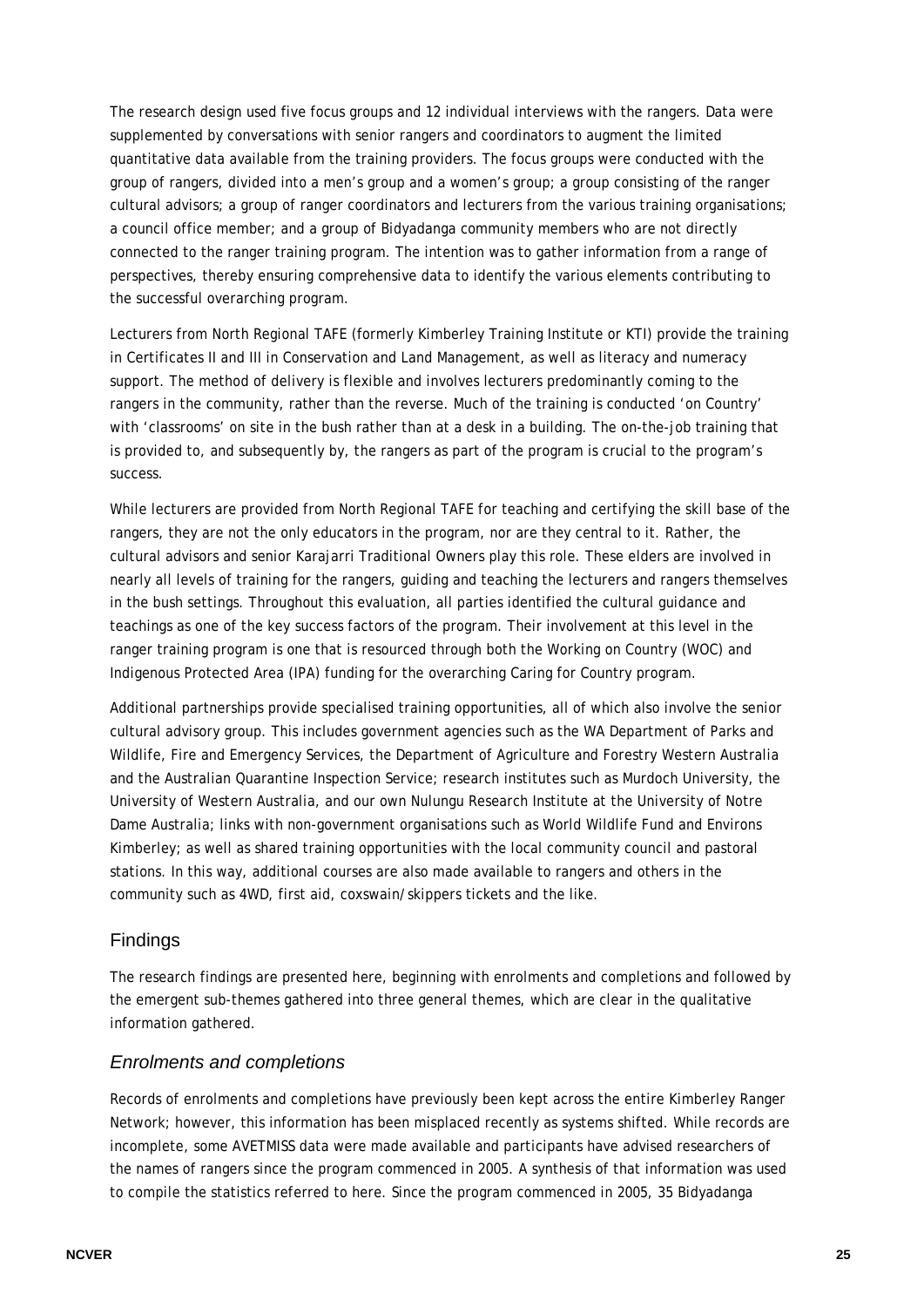The research design used five focus groups and 12 individual interviews with the rangers. Data were supplemented by conversations with senior rangers and coordinators to augment the limited quantitative data available from the training providers. The focus groups were conducted with the group of rangers, divided into a men's group and a women's group; a group consisting of the ranger cultural advisors; a group of ranger coordinators and lecturers from the various training organisations; a council office member; and a group of Bidyadanga community members who are not directly connected to the ranger training program. The intention was to gather information from a range of perspectives, thereby ensuring comprehensive data to identify the various elements contributing to the successful overarching program.

Lecturers from North Regional TAFE (formerly Kimberley Training Institute or KTI) provide the training in Certificates II and III in Conservation and Land Management, as well as literacy and numeracy support. The method of delivery is flexible and involves lecturers predominantly coming to the rangers in the community, rather than the reverse. Much of the training is conducted 'on Country' with 'classrooms' on site in the bush rather than at a desk in a building. The on-the-job training that is provided to, and subsequently by, the rangers as part of the program is crucial to the program's success.

While lecturers are provided from North Regional TAFE for teaching and certifying the skill base of the rangers, they are not the only educators in the program, nor are they central to it. Rather, the cultural advisors and senior Karajarri Traditional Owners play this role. These elders are involved in nearly all levels of training for the rangers, guiding and teaching the lecturers and rangers themselves in the bush settings. Throughout this evaluation, all parties identified the cultural guidance and teachings as one of the key success factors of the program. Their involvement at this level in the ranger training program is one that is resourced through both the Working on Country (WOC) and Indigenous Protected Area (IPA) funding for the overarching Caring for Country program.

Additional partnerships provide specialised training opportunities, all of which also involve the senior cultural advisory group. This includes government agencies such as the WA Department of Parks and Wildlife, Fire and Emergency Services, the Department of Agriculture and Forestry Western Australia and the Australian Quarantine Inspection Service; research institutes such as Murdoch University, the University of Western Australia, and our own Nulungu Research Institute at the University of Notre Dame Australia; links with non-government organisations such as World Wildlife Fund and Environs Kimberley; as well as shared training opportunities with the local community council and pastoral stations. In this way, additional courses are also made available to rangers and others in the community such as 4WD, first aid, coxswain/skippers tickets and the like.

## Findings

The research findings are presented here, beginning with enrolments and completions and followed by the emergent sub-themes gathered into three general themes, which are clear in the qualitative information gathered.

### *Enrolments and completions*

Records of enrolments and completions have previously been kept across the entire Kimberley Ranger Network; however, this information has been misplaced recently as systems shifted. While records are incomplete, some AVETMISS data were made available and participants have advised researchers of the names of rangers since the program commenced in 2005. A synthesis of that information was used to compile the statistics referred to here. Since the program commenced in 2005, 35 Bidyadanga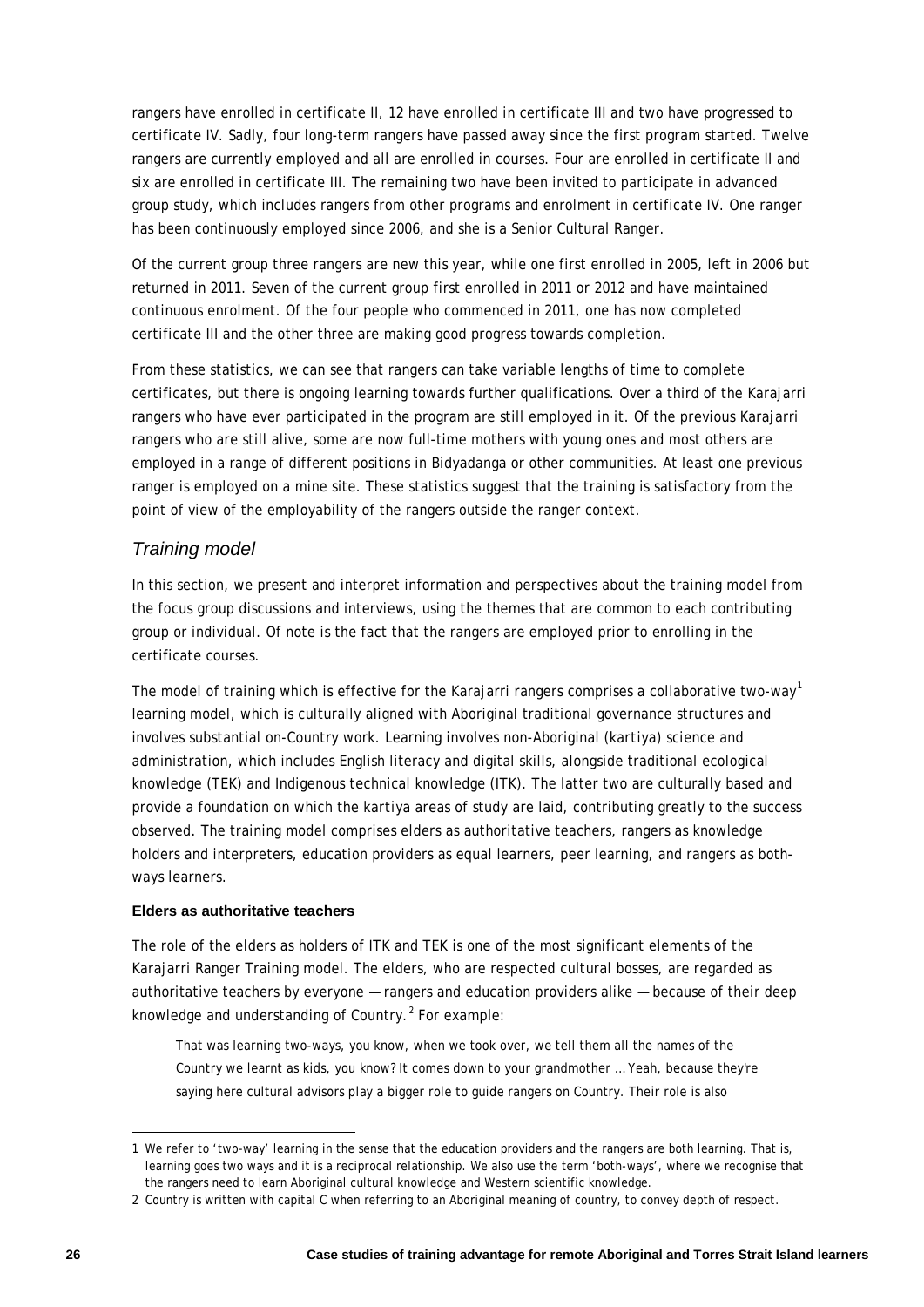rangers have enrolled in certificate II, 12 have enrolled in certificate III and two have progressed to certificate IV. Sadly, four long-term rangers have passed away since the first program started. Twelve rangers are currently employed and all are enrolled in courses. Four are enrolled in certificate II and six are enrolled in certificate III. The remaining two have been invited to participate in advanced group study, which includes rangers from other programs and enrolment in certificate IV. One ranger has been continuously employed since 2006, and she is a Senior Cultural Ranger.

Of the current group three rangers are new this year, while one first enrolled in 2005, left in 2006 but returned in 2011. Seven of the current group first enrolled in 2011 or 2012 and have maintained continuous enrolment. Of the four people who commenced in 2011, one has now completed certificate III and the other three are making good progress towards completion.

From these statistics, we can see that rangers can take variable lengths of time to complete certificates, but there is ongoing learning towards further qualifications. Over a third of the Karajarri rangers who have ever participated in the program are still employed in it. Of the previous Karajarri rangers who are still alive, some are now full-time mothers with young ones and most others are employed in a range of different positions in Bidyadanga or other communities. At least one previous ranger is employed on a mine site. These statistics suggest that the training is satisfactory from the point of view of the employability of the rangers outside the ranger context.

## *Training model*

In this section, we present and interpret information and perspectives about the training model from the focus group discussions and interviews, using the themes that are common to each contributing group or individual. Of note is the fact that the rangers are employed prior to enrolling in the certificate courses.

The model of training which is effective for the Karajarri rangers comprises a collaborative two-way[1] learning model, which is culturally aligned with Aboriginal traditional governance structures and involves substantial on-Country work. Learning involves non-Aboriginal (kartiya) science and administration, which includes English literacy and digital skills, alongside traditional ecological knowledge (TEK) and Indigenous technical knowledge (ITK). The latter two are culturally based and provide a foundation on which the kartiya areas of study are laid, contributing greatly to the success observed. The training model comprises elders as authoritative teachers, rangers as knowledge holders and interpreters, education providers as equal learners, peer learning, and rangers as both-ways learners.

### Elders as authoritative teachers

The role of the elders as holders of ITK and TEK is one of the most significant elements of the Karajarri Ranger Training model. The elders, who are respected cultural bosses, are regarded as authoritative teachers by everyone — rangers and education providers alike — because of their deep knowledge and understanding of Country.[2] For example:

> That was learning two-ways, you know, when we took over, we tell them all the names of the Country we learnt as kids, you know? It comes down to your grandmother … Yeah, because they're saying here cultural advisors play a bigger role to guide rangers on Country. Their role is also

---

1 We refer to 'two-way' learning in the sense that the education providers and the rangers are both learning. That is, learning goes two ways and it is a reciprocal relationship. We also use the term 'both-ways', where we recognise that the rangers need to learn Aboriginal cultural knowledge and Western scientific knowledge.

2 Country is written with capital C when referring to an Aboriginal meaning of country, to convey depth of respect.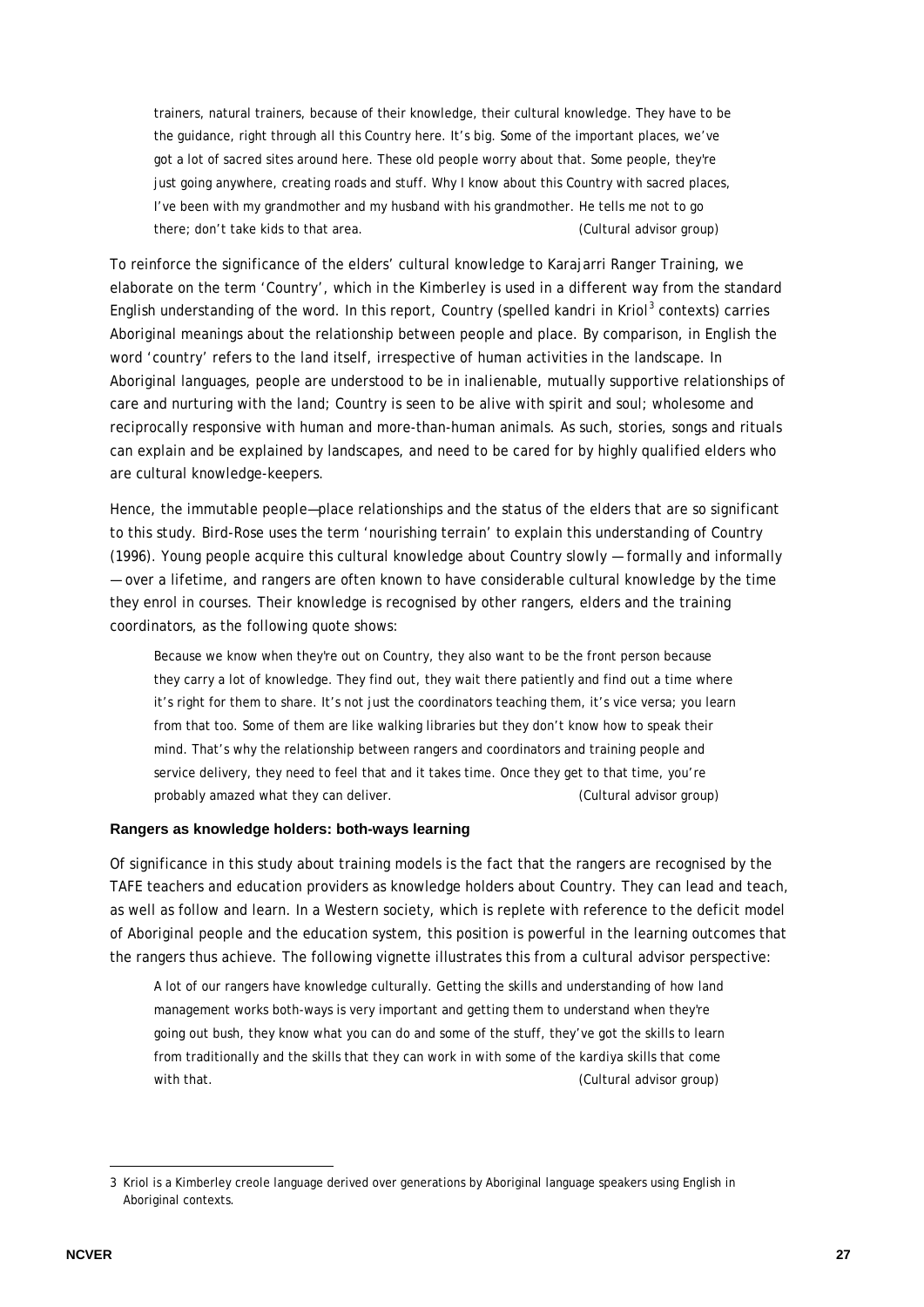> trainers, natural trainers, because of their knowledge, their cultural knowledge. They have to be the guidance, right through all this Country here. It's big. Some of the important places, we've got a lot of sacred sites around here. These old people worry about that. Some people, they're just going anywhere, creating roads and stuff. Why I know about this Country with sacred places, I've been with my grandmother and my husband with his grandmother. He tells me not to go there; don't take kids to that area. (Cultural advisor group)

To reinforce the significance of the elders' cultural knowledge to Karajarri Ranger Training, we elaborate on the term 'Country', which in the Kimberley is used in a different way from the standard English understanding of the word. In this report, Country (spelled kandri in Kriol[3] contexts) carries Aboriginal meanings about the relationship between people and place. By comparison, in English the word 'country' refers to the land itself, irrespective of human activities in the landscape. In Aboriginal languages, people are understood to be in inalienable, mutually supportive relationships of care and nurturing with the land; Country is seen to be alive with spirit and soul; wholesome and reciprocally responsive with human and more-than-human animals. As such, stories, songs and rituals can explain and be explained by landscapes, and need to be cared for by highly qualified elders who are cultural knowledge-keepers.

Hence, the immutable people—place relationships and the status of the elders that are so significant to this study. Bird-Rose uses the term 'nourishing terrain' to explain this understanding of Country (1996). Young people acquire this cultural knowledge about Country slowly — formally and informally — over a lifetime, and rangers are often known to have considerable cultural knowledge by the time they enrol in courses. Their knowledge is recognised by other rangers, elders and the training coordinators, as the following quote shows:

> Because we know when they're out on Country, they also want to be the front person because they carry a lot of knowledge. They find out, they wait there patiently and find out a time where it's right for them to share. It's not just the coordinators teaching them, it's vice versa; you learn from that too. Some of them are like walking libraries but they don't know how to speak their mind. That's why the relationship between rangers and coordinators and training people and service delivery, they need to feel that and it takes time. Once they get to that time, you're probably amazed what they can deliver. (Cultural advisor group)

### Rangers as knowledge holders: both-ways learning

Of significance in this study about training models is the fact that the rangers are recognised by the TAFE teachers and education providers as knowledge holders about Country. They can lead and teach, as well as follow and learn. In a Western society, which is replete with reference to the deficit model of Aboriginal people and the education system, this position is powerful in the learning outcomes that the rangers thus achieve. The following vignette illustrates this from a cultural advisor perspective:

> A lot of our rangers have knowledge culturally. Getting the skills and understanding of how land management works both-ways is very important and getting them to understand when they're going out bush, they know what you can do and some of the stuff, they've got the skills to learn from traditionally and the skills that they can work in with some of the kardiya skills that come with that. (Cultural advisor group)

3 Kriol is a Kimberley creole language derived over generations by Aboriginal language speakers using English in Aboriginal contexts.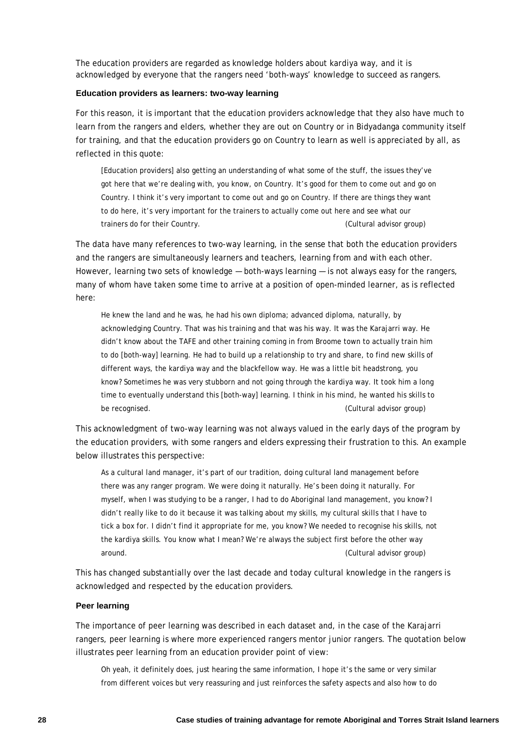The education providers are regarded as knowledge holders about kardiya way, and it is acknowledged by everyone that the rangers need 'both-ways' knowledge to succeed as rangers.

### Education providers as learners: two-way learning

For this reason, it is important that the education providers acknowledge that they also have much to learn from the rangers and elders, whether they are out on Country or in Bidyadanga community itself for training, and that the education providers go on Country to learn as well is appreciated by all, as reflected in this quote:

> [Education providers] also getting an understanding of what some of the stuff, the issues they've got here that we're dealing with, you know, on Country. It's good for them to come out and go on Country. I think it's very important to come out and go on Country. If there are things they want to do here, it's very important for the trainers to actually come out here and see what our trainers do for their Country. (Cultural advisor group)

The data have many references to two-way learning, in the sense that both the education providers and the rangers are simultaneously learners and teachers, learning from and with each other. However, learning two sets of knowledge — both-ways learning — is not always easy for the rangers, many of whom have taken some time to arrive at a position of open-minded learner, as is reflected here:

> He knew the land and he was, he had his own diploma; advanced diploma, naturally, by acknowledging Country. That was his training and that was his way. It was the Karajarri way. He didn't know about the TAFE and other training coming in from Broome town to actually train him to do [both-way] learning. He had to build up a relationship to try and share, to find new skills of different ways, the kardiya way and the blackfellow way. He was a little bit headstrong, you know? Sometimes he was very stubborn and not going through the kardiya way. It took him a long time to eventually understand this [both-way] learning. I think in his mind, he wanted his skills to be recognised. (Cultural advisor group)

This acknowledgment of two-way learning was not always valued in the early days of the program by the education providers, with some rangers and elders expressing their frustration to this. An example below illustrates this perspective:

> As a cultural land manager, it's part of our tradition, doing cultural land management before there was any ranger program. We were doing it naturally. He's been doing it naturally. For myself, when I was studying to be a ranger, I had to do Aboriginal land management, you know? I didn't really like to do it because it was talking about my skills, my cultural skills that I have to tick a box for. I didn't find it appropriate for me, you know? We needed to recognise his skills, not the kardiya skills. You know what I mean? We're always the subject first before the other way around. (Cultural advisor group)

This has changed substantially over the last decade and today cultural knowledge in the rangers is acknowledged and respected by the education providers.

### Peer learning

The importance of peer learning was described in each dataset and, in the case of the Karajarri rangers, peer learning is where more experienced rangers mentor junior rangers. The quotation below illustrates peer learning from an education provider point of view:

> Oh yeah, it definitely does, just hearing the same information, I hope it's the same or very similar from different voices but very reassuring and just reinforces the safety aspects and also how to do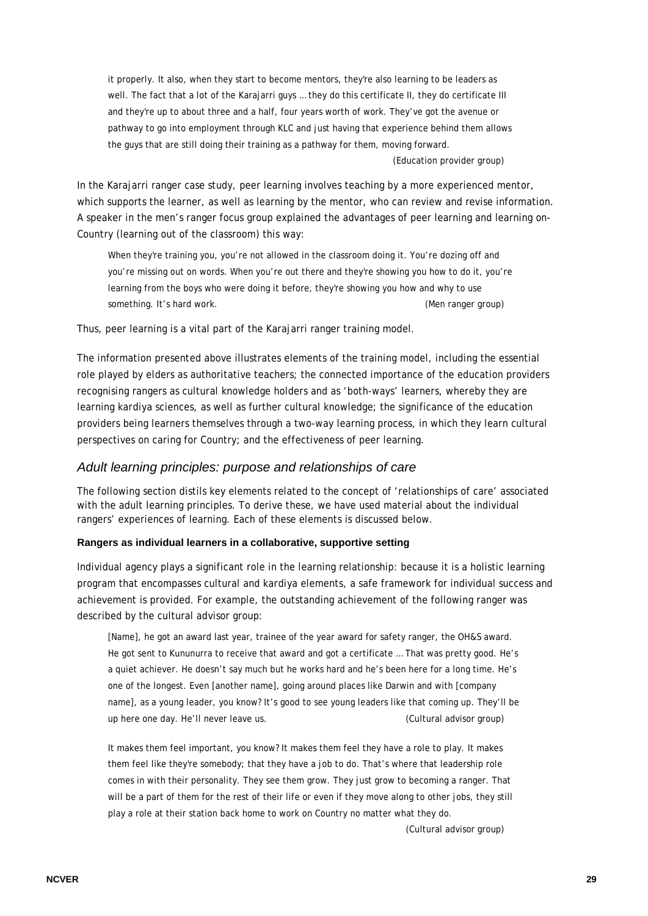> it properly. It also, when they start to become mentors, they're also learning to be leaders as well. The fact that a lot of the Karajarri guys … they do this certificate II, they do certificate III and they're up to about three and a half, four years worth of work. They've got the avenue or pathway to go into employment through KLC and just having that experience behind them allows the guys that are still doing their training as a pathway for them, moving forward.
>
> (Education provider group)

In the Karajarri ranger case study, peer learning involves teaching by a more experienced mentor, which supports the learner, as well as learning by the mentor, who can review and revise information. A speaker in the men's ranger focus group explained the advantages of peer learning and learning on-Country (learning out of the classroom) this way:

> When they're training you, you're not allowed in the classroom doing it. You're dozing off and you're missing out on words. When you're out there and they're showing you how to do it, you're learning from the boys who were doing it before, they're showing you how and why to use something. It's hard work. (Men ranger group)

Thus, peer learning is a vital part of the Karajarri ranger training model.

The information presented above illustrates elements of the training model, including the essential role played by elders as authoritative teachers; the connected importance of the education providers recognising rangers as cultural knowledge holders and as 'both-ways' learners, whereby they are learning kardiya sciences, as well as further cultural knowledge; the significance of the education providers being learners themselves through a two-way learning process, in which they learn cultural perspectives on caring for Country; and the effectiveness of peer learning.

## *Adult learning principles: purpose and relationships of care*

The following section distils key elements related to the concept of 'relationships of care' associated with the adult learning principles. To derive these, we have used material about the individual rangers' experiences of learning. Each of these elements is discussed below.

#### Rangers as individual learners in a collaborative, supportive setting

Individual agency plays a significant role in the learning relationship: because it is a holistic learning program that encompasses cultural and kardiya elements, a safe framework for individual success and achievement is provided. For example, the outstanding achievement of the following ranger was described by the cultural advisor group:

> [Name], he got an award last year, trainee of the year award for safety ranger, the OH&S award. He got sent to Kununurra to receive that award and got a certificate … That was pretty good. He's a quiet achiever. He doesn't say much but he works hard and he's been here for a long time. He's one of the longest. Even [another name], going around places like Darwin and with [company name], as a young leader, you know? It's good to see young leaders like that coming up. They'll be up here one day. He'll never leave us. (Cultural advisor group)

> It makes them feel important, you know? It makes them feel they have a role to play. It makes them feel like they're somebody; that they have a job to do. That's where that leadership role comes in with their personality. They see them grow. They just grow to becoming a ranger. That will be a part of them for the rest of their life or even if they move along to other jobs, they still play a role at their station back home to work on Country no matter what they do.
>
> (Cultural advisor group)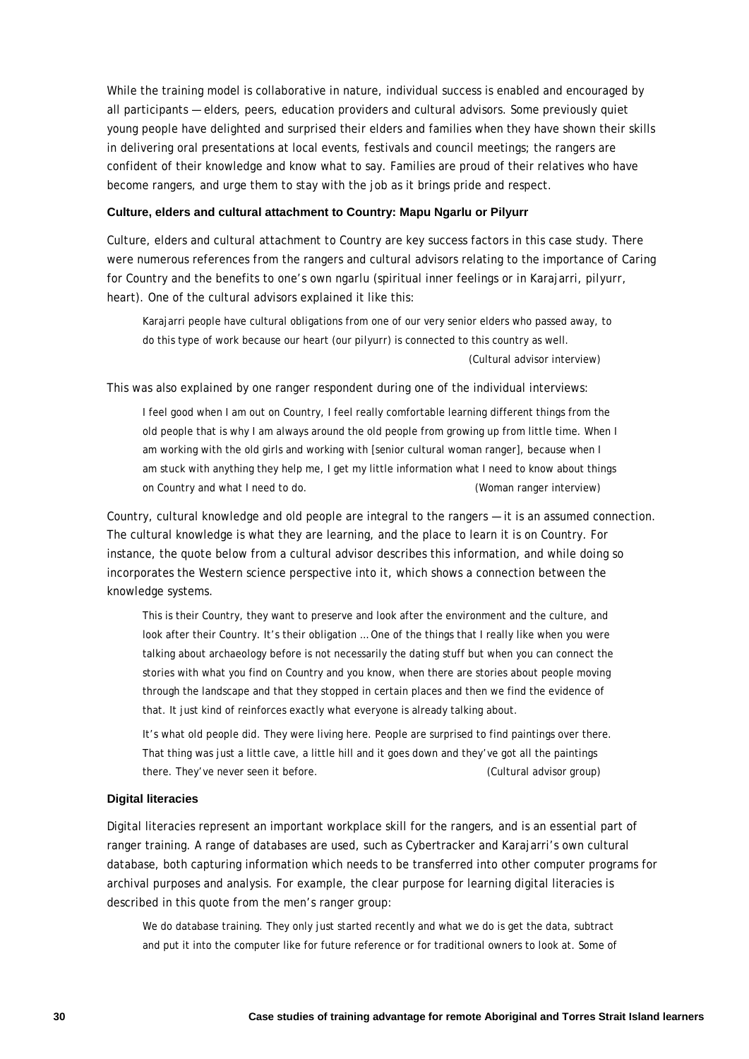While the training model is collaborative in nature, individual success is enabled and encouraged by all participants — elders, peers, education providers and cultural advisors. Some previously quiet young people have delighted and surprised their elders and families when they have shown their skills in delivering oral presentations at local events, festivals and council meetings; the rangers are confident of their knowledge and know what to say. Families are proud of their relatives who have become rangers, and urge them to stay with the job as it brings pride and respect.

#### Culture, elders and cultural attachment to Country: Mapu Ngarlu or Pilyurr

Culture, elders and cultural attachment to Country are key success factors in this case study. There were numerous references from the rangers and cultural advisors relating to the importance of Caring for Country and the benefits to one's own ngarlu (spiritual inner feelings or in Karajarri, pilyurr, heart). One of the cultural advisors explained it like this:

> Karajarri people have cultural obligations from one of our very senior elders who passed away, to do this type of work because our heart (our pilyurr) is connected to this country as well.
>
> (Cultural advisor interview)

This was also explained by one ranger respondent during one of the individual interviews:

> I feel good when I am out on Country, I feel really comfortable learning different things from the old people that is why I am always around the old people from growing up from little time. When I am working with the old girls and working with [senior cultural woman ranger], because when I am stuck with anything they help me, I get my little information what I need to know about things on Country and what I need to do. (Woman ranger interview)

Country, cultural knowledge and old people are integral to the rangers — it is an assumed connection. The cultural knowledge is what they are learning, and the place to learn it is on Country. For instance, the quote below from a cultural advisor describes this information, and while doing so incorporates the Western science perspective into it, which shows a connection between the knowledge systems.

> This is their Country, they want to preserve and look after the environment and the culture, and look after their Country. It's their obligation … One of the things that I really like when you were talking about archaeology before is not necessarily the dating stuff but when you can connect the stories with what you find on Country and you know, when there are stories about people moving through the landscape and that they stopped in certain places and then we find the evidence of that. It just kind of reinforces exactly what everyone is already talking about.
>
> It's what old people did. They were living here. People are surprised to find paintings over there. That thing was just a little cave, a little hill and it goes down and they've got all the paintings there. They've never seen it before. (Cultural advisor group)

#### Digital literacies

Digital literacies represent an important workplace skill for the rangers, and is an essential part of ranger training. A range of databases are used, such as Cybertracker and Karajarri's own cultural database, both capturing information which needs to be transferred into other computer programs for archival purposes and analysis. For example, the clear purpose for learning digital literacies is described in this quote from the men's ranger group:

> We do database training. They only just started recently and what we do is get the data, subtract and put it into the computer like for future reference or for traditional owners to look at. Some of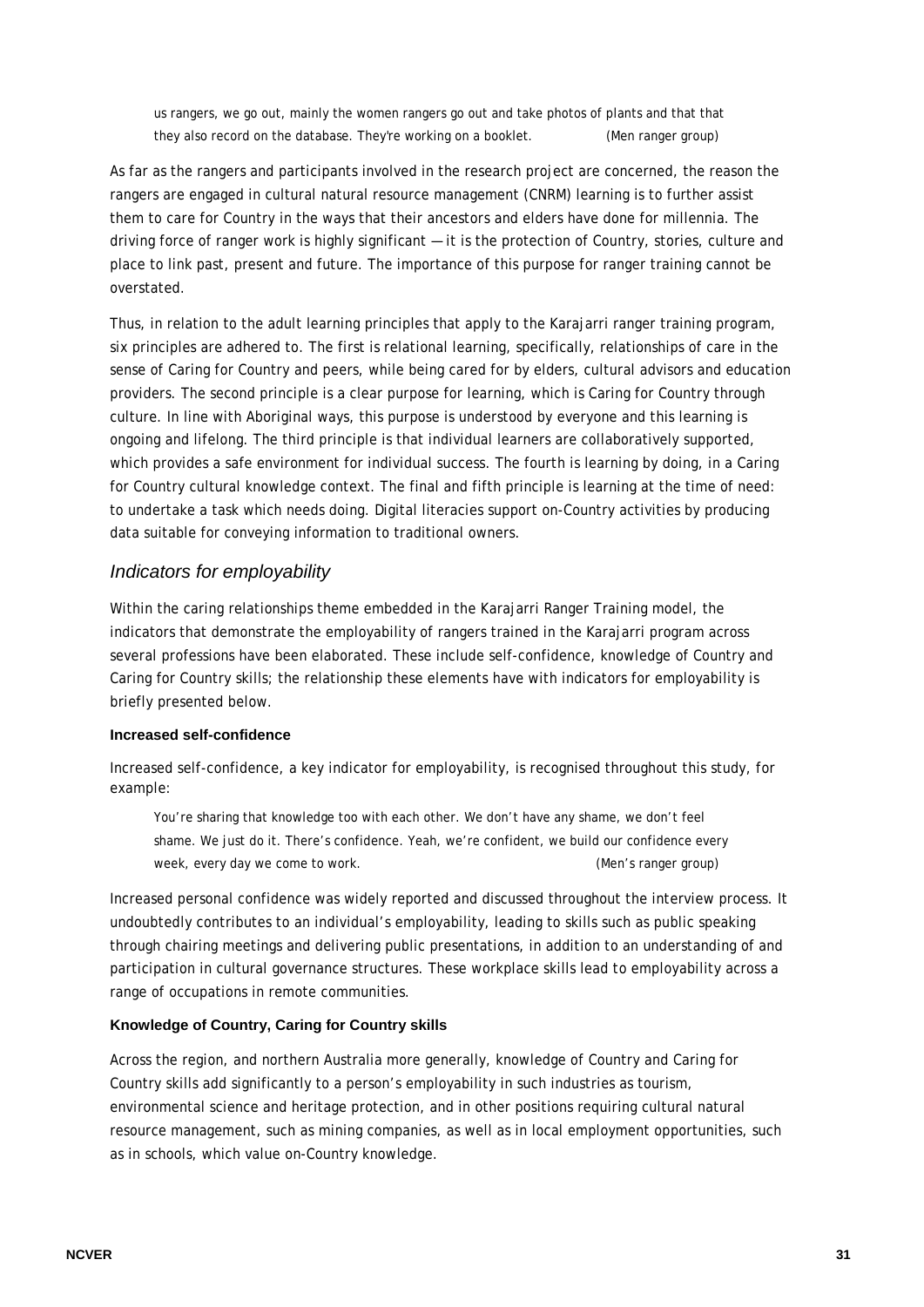> us rangers, we go out, mainly the women rangers go out and take photos of plants and that that they also record on the database. They're working on a booklet. (Men ranger group)

As far as the rangers and participants involved in the research project are concerned, the reason the rangers are engaged in cultural natural resource management (CNRM) learning is to further assist them to care for Country in the ways that their ancestors and elders have done for millennia. The driving force of ranger work is highly significant — it is the protection of Country, stories, culture and place to link past, present and future. The importance of this purpose for ranger training cannot be overstated.

Thus, in relation to the adult learning principles that apply to the Karajarri ranger training program, six principles are adhered to. The first is relational learning, specifically, relationships of care in the sense of Caring for Country and peers, while being cared for by elders, cultural advisors and education providers. The second principle is a clear purpose for learning, which is Caring for Country through culture. In line with Aboriginal ways, this purpose is understood by everyone and this learning is ongoing and lifelong. The third principle is that individual learners are collaboratively supported, which provides a safe environment for individual success. The fourth is learning by doing, in a Caring for Country cultural knowledge context. The final and fifth principle is learning at the time of need: to undertake a task which needs doing. Digital literacies support on-Country activities by producing data suitable for conveying information to traditional owners.

## *Indicators for employability*

Within the caring relationships theme embedded in the Karajarri Ranger Training model, the indicators that demonstrate the employability of rangers trained in the Karajarri program across several professions have been elaborated. These include self-confidence, knowledge of Country and Caring for Country skills; the relationship these elements have with indicators for employability is briefly presented below.

### Increased self-confidence

Increased self-confidence, a key indicator for employability, is recognised throughout this study, for example:

> You're sharing that knowledge too with each other. We don't have any shame, we don't feel shame. We just do it. There's confidence. Yeah, we're confident, we build our confidence every week, every day we come to work. (Men's ranger group)

Increased personal confidence was widely reported and discussed throughout the interview process. It undoubtedly contributes to an individual's employability, leading to skills such as public speaking through chairing meetings and delivering public presentations, in addition to an understanding of and participation in cultural governance structures. These workplace skills lead to employability across a range of occupations in remote communities.

### Knowledge of Country, Caring for Country skills

Across the region, and northern Australia more generally, knowledge of Country and Caring for Country skills add significantly to a person's employability in such industries as tourism, environmental science and heritage protection, and in other positions requiring cultural natural resource management, such as mining companies, as well as in local employment opportunities, such as in schools, which value on-Country knowledge.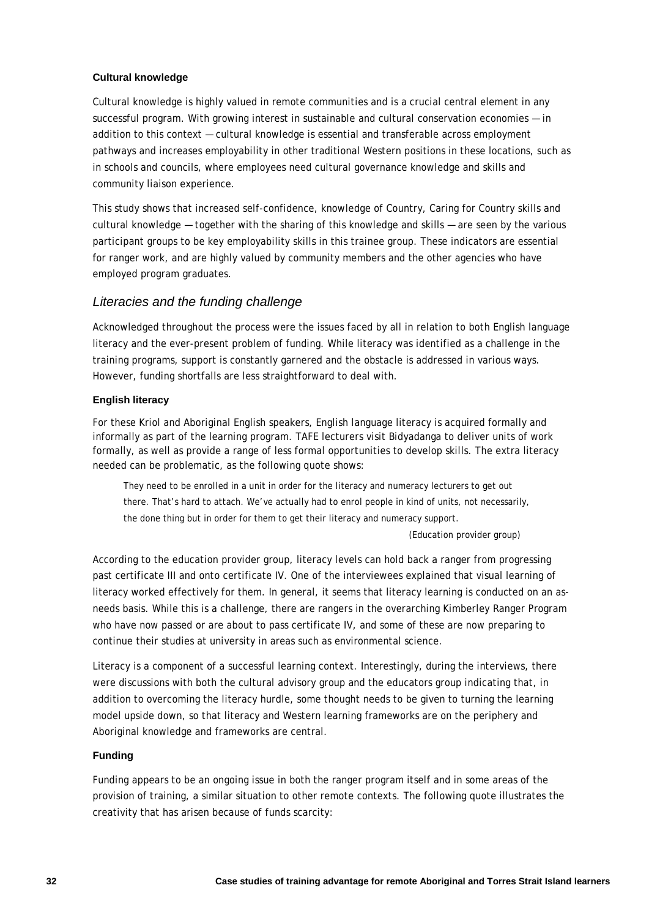#### Cultural knowledge

Cultural knowledge is highly valued in remote communities and is a crucial central element in any successful program. With growing interest in sustainable and cultural conservation economies — in addition to this context — cultural knowledge is essential and transferable across employment pathways and increases employability in other traditional Western positions in these locations, such as in schools and councils, where employees need cultural governance knowledge and skills and community liaison experience.

This study shows that increased self-confidence, knowledge of Country, Caring for Country skills and cultural knowledge — together with the sharing of this knowledge and skills — are seen by the various participant groups to be key employability skills in this trainee group. These indicators are essential for ranger work, and are highly valued by community members and the other agencies who have employed program graduates.

### *Literacies and the funding challenge*

Acknowledged throughout the process were the issues faced by all in relation to both English language literacy and the ever-present problem of funding. While literacy was identified as a challenge in the training programs, support is constantly garnered and the obstacle is addressed in various ways. However, funding shortfalls are less straightforward to deal with.

#### English literacy

For these Kriol and Aboriginal English speakers, English language literacy is acquired formally and informally as part of the learning program. TAFE lecturers visit Bidyadanga to deliver units of work formally, as well as provide a range of less formal opportunities to develop skills. The extra literacy needed can be problematic, as the following quote shows:

> They need to be enrolled in a unit in order for the literacy and numeracy lecturers to get out there. That's hard to attach. We've actually had to enrol people in kind of units, not necessarily, the done thing but in order for them to get their literacy and numeracy support.
>
> (Education provider group)

According to the education provider group, literacy levels can hold back a ranger from progressing past certificate III and onto certificate IV. One of the interviewees explained that visual learning of literacy worked effectively for them. In general, it seems that literacy learning is conducted on an as-needs basis. While this is a challenge, there are rangers in the overarching Kimberley Ranger Program who have now passed or are about to pass certificate IV, and some of these are now preparing to continue their studies at university in areas such as environmental science.

Literacy is a component of a successful learning context. Interestingly, during the interviews, there were discussions with both the cultural advisory group and the educators group indicating that, in addition to overcoming the literacy hurdle, some thought needs to be given to turning the learning model upside down, so that literacy and Western learning frameworks are on the periphery and Aboriginal knowledge and frameworks are central.

#### Funding

Funding appears to be an ongoing issue in both the ranger program itself and in some areas of the provision of training, a similar situation to other remote contexts. The following quote illustrates the creativity that has arisen because of funds scarcity: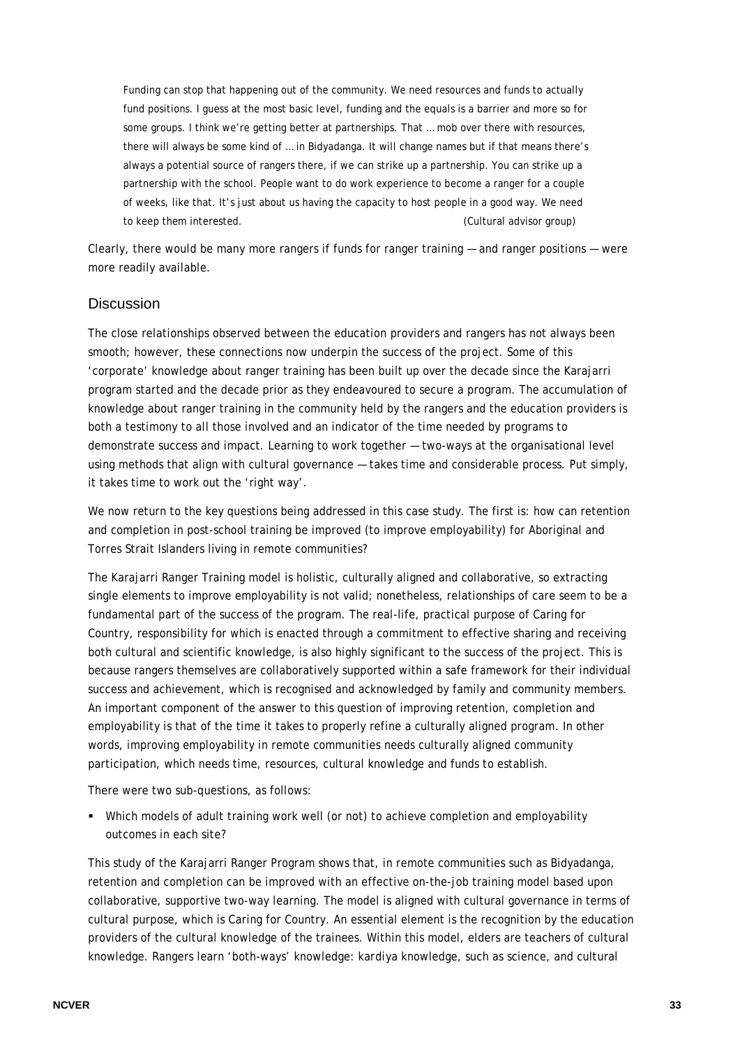> Funding can stop that happening out of the community. We need resources and funds to actually fund positions. I guess at the most basic level, funding and the equals is a barrier and more so for some groups. I think we're getting better at partnerships. That … mob over there with resources, there will always be some kind of … in Bidyadanga. It will change names but if that means there's always a potential source of rangers there, if we can strike up a partnership. You can strike up a partnership with the school. People want to do work experience to become a ranger for a couple of weeks, like that. It's just about us having the capacity to host people in a good way. We need to keep them interested. (Cultural advisor group)

Clearly, there would be many more rangers if funds for ranger training — and ranger positions — were more readily available.

## Discussion

The close relationships observed between the education providers and rangers has not always been smooth; however, these connections now underpin the success of the project. Some of this 'corporate' knowledge about ranger training has been built up over the decade since the Karajarri program started and the decade prior as they endeavoured to secure a program. The accumulation of knowledge about ranger training in the community held by the rangers and the education providers is both a testimony to all those involved and an indicator of the time needed by programs to demonstrate success and impact. Learning to work together — two-ways at the organisational level using methods that align with cultural governance — takes time and considerable process. Put simply, it takes time to work out the 'right way'.

We now return to the key questions being addressed in this case study. The first is: how can retention and completion in post-school training be improved (to improve employability) for Aboriginal and Torres Strait Islanders living in remote communities?

The Karajarri Ranger Training model is holistic, culturally aligned and collaborative, so extracting single elements to improve employability is not valid; nonetheless, relationships of care seem to be a fundamental part of the success of the program. The real-life, practical purpose of Caring for Country, responsibility for which is enacted through a commitment to effective sharing and receiving both cultural and scientific knowledge, is also highly significant to the success of the project. This is because rangers themselves are collaboratively supported within a safe framework for their individual success and achievement, which is recognised and acknowledged by family and community members. An important component of the answer to this question of improving retention, completion and employability is that of the time it takes to properly refine a culturally aligned program. In other words, improving employability in remote communities needs culturally aligned community participation, which needs time, resources, cultural knowledge and funds to establish.

There were two sub-questions, as follows:

- Which models of adult training work well (or not) to achieve completion and employability outcomes in each site?

This study of the Karajarri Ranger Program shows that, in remote communities such as Bidyadanga, retention and completion can be improved with an effective on-the-job training model based upon collaborative, supportive two-way learning. The model is aligned with cultural governance in terms of cultural purpose, which is Caring for Country. An essential element is the recognition by the education providers of the cultural knowledge of the trainees. Within this model, elders are teachers of cultural knowledge. Rangers learn 'both-ways' knowledge: kardiya knowledge, such as science, and cultural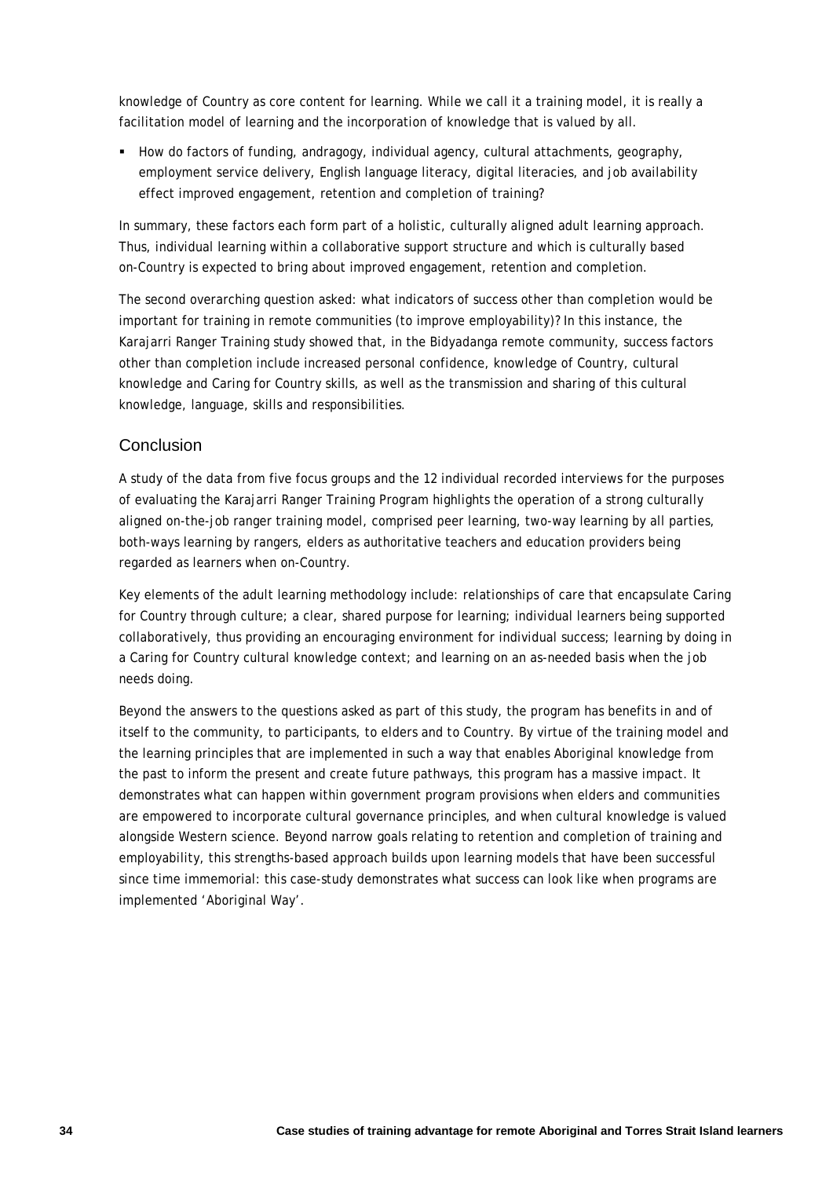knowledge of Country as core content for learning. While we call it a training model, it is really a facilitation model of learning and the incorporation of knowledge that is valued by all.

- How do factors of funding, andragogy, individual agency, cultural attachments, geography, employment service delivery, English language literacy, digital literacies, and job availability effect improved engagement, retention and completion of training?

In summary, these factors each form part of a holistic, culturally aligned adult learning approach. Thus, individual learning within a collaborative support structure and which is culturally based on-Country is expected to bring about improved engagement, retention and completion.

The second overarching question asked: what indicators of success other than completion would be important for training in remote communities (to improve employability)? In this instance, the Karajarri Ranger Training study showed that, in the Bidyadanga remote community, success factors other than completion include increased personal confidence, knowledge of Country, cultural knowledge and Caring for Country skills, as well as the transmission and sharing of this cultural knowledge, language, skills and responsibilities.

## Conclusion

A study of the data from five focus groups and the 12 individual recorded interviews for the purposes of evaluating the Karajarri Ranger Training Program highlights the operation of a strong culturally aligned on-the-job ranger training model, comprised peer learning, two-way learning by all parties, both-ways learning by rangers, elders as authoritative teachers and education providers being regarded as learners when on-Country.

Key elements of the adult learning methodology include: relationships of care that encapsulate Caring for Country through culture; a clear, shared purpose for learning; individual learners being supported collaboratively, thus providing an encouraging environment for individual success; learning by doing in a Caring for Country cultural knowledge context; and learning on an as-needed basis when the job needs doing.

Beyond the answers to the questions asked as part of this study, the program has benefits in and of itself to the community, to participants, to elders and to Country. By virtue of the training model and the learning principles that are implemented in such a way that enables Aboriginal knowledge from the past to inform the present and create future pathways, this program has a massive impact. It demonstrates what can happen within government program provisions when elders and communities are empowered to incorporate cultural governance principles, and when cultural knowledge is valued alongside Western science. Beyond narrow goals relating to retention and completion of training and employability, this strengths-based approach builds upon learning models that have been successful since time immemorial: this case-study demonstrates what success can look like when programs are implemented 'Aboriginal Way'.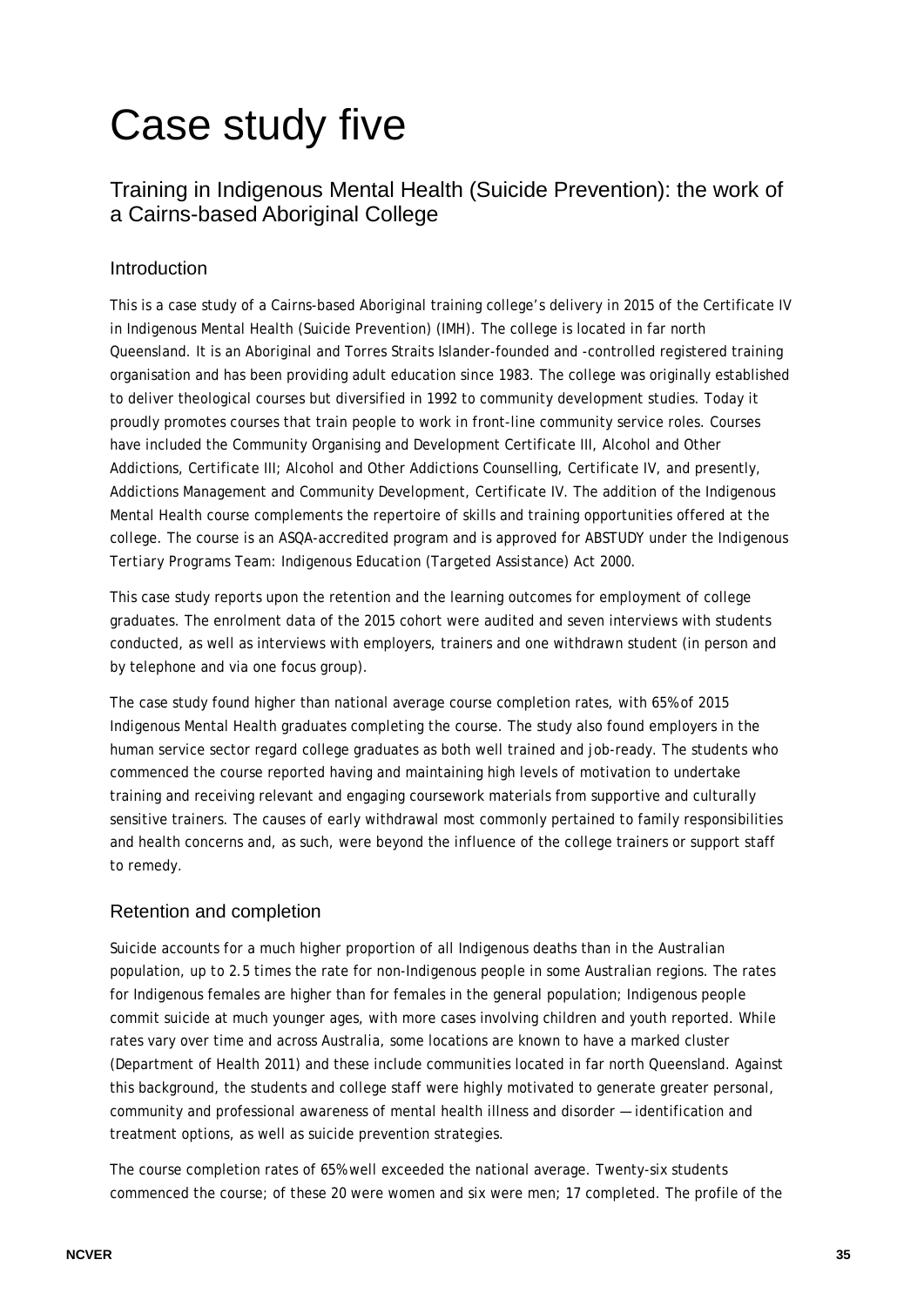# Case study five

## Training in Indigenous Mental Health (Suicide Prevention): the work of a Cairns-based Aboriginal College

### Introduction

This is a case study of a Cairns-based Aboriginal training college's delivery in 2015 of the Certificate IV in Indigenous Mental Health (Suicide Prevention) (IMH). The college is located in far north Queensland. It is an Aboriginal and Torres Straits Islander-founded and -controlled registered training organisation and has been providing adult education since 1983. The college was originally established to deliver theological courses but diversified in 1992 to community development studies. Today it proudly promotes courses that train people to work in front-line community service roles. Courses have included the Community Organising and Development Certificate III, Alcohol and Other Addictions, Certificate III; Alcohol and Other Addictions Counselling, Certificate IV, and presently, Addictions Management and Community Development, Certificate IV. The addition of the Indigenous Mental Health course complements the repertoire of skills and training opportunities offered at the college. The course is an ASQA-accredited program and is approved for ABSTUDY under the Indigenous Tertiary Programs Team: Indigenous Education (Targeted Assistance) Act 2000.

This case study reports upon the retention and the learning outcomes for employment of college graduates. The enrolment data of the 2015 cohort were audited and seven interviews with students conducted, as well as interviews with employers, trainers and one withdrawn student (in person and by telephone and via one focus group).

The case study found higher than national average course completion rates, with 65% of 2015 Indigenous Mental Health graduates completing the course. The study also found employers in the human service sector regard college graduates as both well trained and job-ready. The students who commenced the course reported having and maintaining high levels of motivation to undertake training and receiving relevant and engaging coursework materials from supportive and culturally sensitive trainers. The causes of early withdrawal most commonly pertained to family responsibilities and health concerns and, as such, were beyond the influence of the college trainers or support staff to remedy.

### Retention and completion

Suicide accounts for a much higher proportion of all Indigenous deaths than in the Australian population, up to 2.5 times the rate for non-Indigenous people in some Australian regions. The rates for Indigenous females are higher than for females in the general population; Indigenous people commit suicide at much younger ages, with more cases involving children and youth reported. While rates vary over time and across Australia, some locations are known to have a marked cluster (Department of Health 2011) and these include communities located in far north Queensland. Against this background, the students and college staff were highly motivated to generate greater personal, community and professional awareness of mental health illness and disorder — identification and treatment options, as well as suicide prevention strategies.

The course completion rates of 65% well exceeded the national average. Twenty-six students commenced the course; of these 20 were women and six were men; 17 completed. The profile of the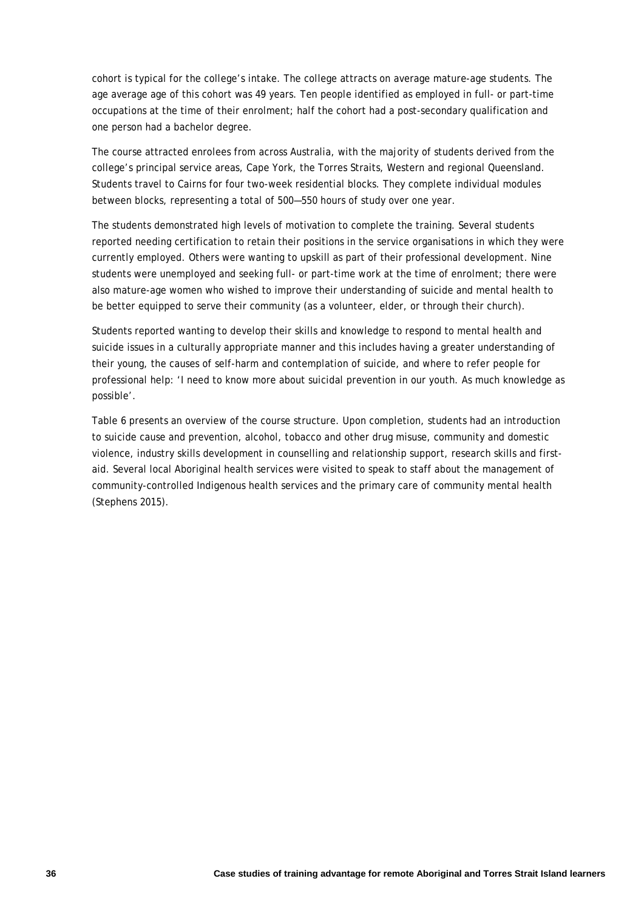cohort is typical for the college's intake. The college attracts on average mature-age students. The age average age of this cohort was 49 years. Ten people identified as employed in full- or part-time occupations at the time of their enrolment; half the cohort had a post-secondary qualification and one person had a bachelor degree.

The course attracted enrolees from across Australia, with the majority of students derived from the college's principal service areas, Cape York, the Torres Straits, Western and regional Queensland. Students travel to Cairns for four two-week residential blocks. They complete individual modules between blocks, representing a total of 500—550 hours of study over one year.

The students demonstrated high levels of motivation to complete the training. Several students reported needing certification to retain their positions in the service organisations in which they were currently employed. Others were wanting to upskill as part of their professional development. Nine students were unemployed and seeking full- or part-time work at the time of enrolment; there were also mature-age women who wished to improve their understanding of suicide and mental health to be better equipped to serve their community (as a volunteer, elder, or through their church).

Students reported wanting to develop their skills and knowledge to respond to mental health and suicide issues in a culturally appropriate manner and this includes having a greater understanding of their young, the causes of self-harm and contemplation of suicide, and where to refer people for professional help: 'I need to know more about suicidal prevention in our youth. As much knowledge as possible'.

Table 6 presents an overview of the course structure. Upon completion, students had an introduction to suicide cause and prevention, alcohol, tobacco and other drug misuse, community and domestic violence, industry skills development in counselling and relationship support, research skills and first-aid. Several local Aboriginal health services were visited to speak to staff about the management of community-controlled Indigenous health services and the primary care of community mental health (Stephens 2015).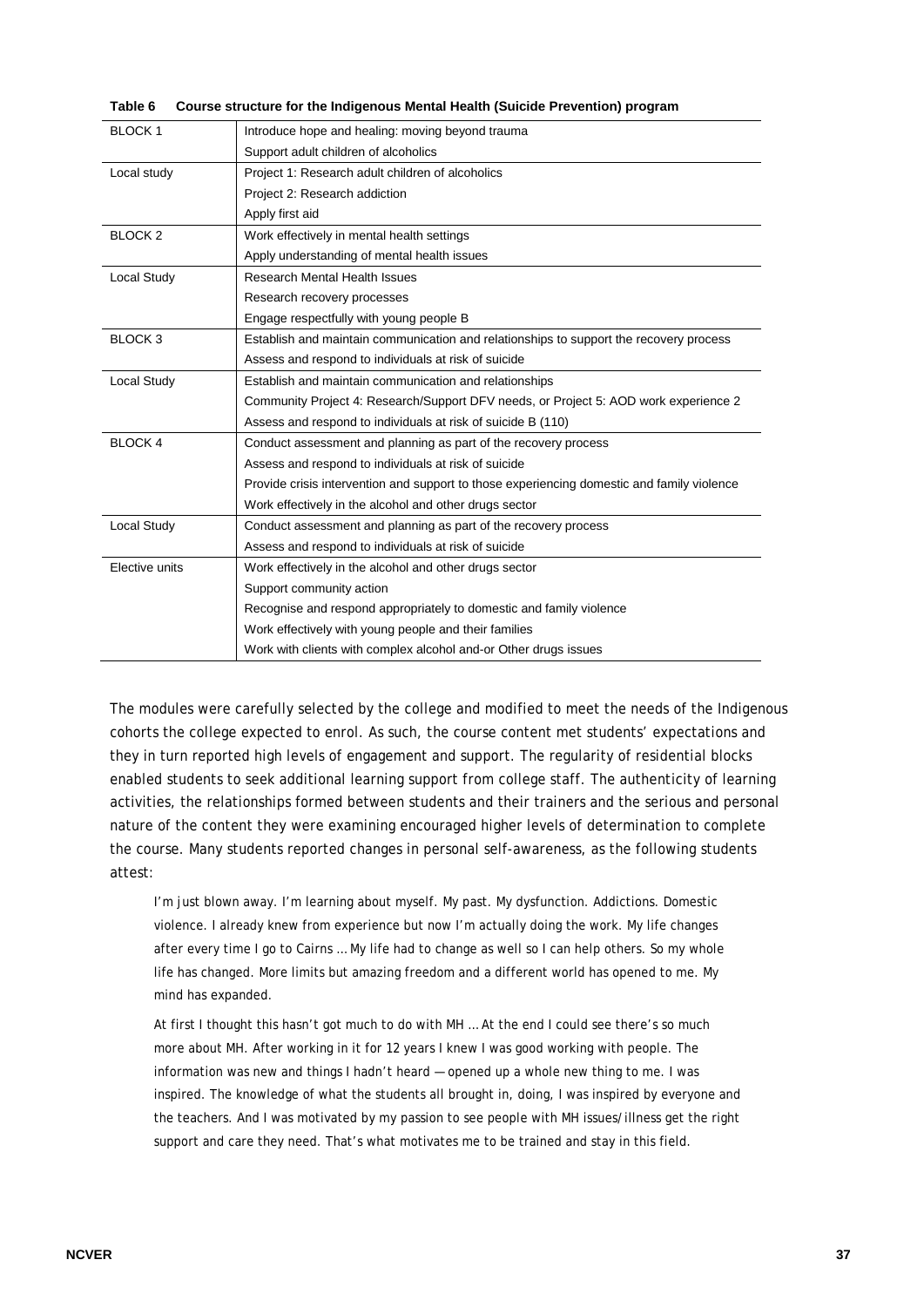**Table 6 Course structure for the Indigenous Mental Health (Suicide Prevention) program**

| | |
|---|---|
| BLOCK 1 | Introduce hope and healing: moving beyond trauma |
| | Support adult children of alcoholics |
| Local study | Project 1: Research adult children of alcoholics |
| | Project 2: Research addiction |
| | Apply first aid |
| BLOCK 2 | Work effectively in mental health settings |
| | Apply understanding of mental health issues |
| Local Study | Research Mental Health Issues |
| | Research recovery processes |
| | Engage respectfully with young people B |
| BLOCK 3 | Establish and maintain communication and relationships to support the recovery process |
| | Assess and respond to individuals at risk of suicide |
| Local Study | Establish and maintain communication and relationships |
| | Community Project 4: Research/Support DFV needs, or Project 5: AOD work experience 2 |
| | Assess and respond to individuals at risk of suicide B (110) |
| BLOCK 4 | Conduct assessment and planning as part of the recovery process |
| | Assess and respond to individuals at risk of suicide |
| | Provide crisis intervention and support to those experiencing domestic and family violence |
| | Work effectively in the alcohol and other drugs sector |
| Local Study | Conduct assessment and planning as part of the recovery process |
| | Assess and respond to individuals at risk of suicide |
| Elective units | Work effectively in the alcohol and other drugs sector |
| | Support community action |
| | Recognise and respond appropriately to domestic and family violence |
| | Work effectively with young people and their families |
| | Work with clients with complex alcohol and-or Other drugs issues |

The modules were carefully selected by the college and modified to meet the needs of the Indigenous cohorts the college expected to enrol. As such, the course content met students' expectations and they in turn reported high levels of engagement and support. The regularity of residential blocks enabled students to seek additional learning support from college staff. The authenticity of learning activities, the relationships formed between students and their trainers and the serious and personal nature of the content they were examining encouraged higher levels of determination to complete the course. Many students reported changes in personal self-awareness, as the following students attest:

> I'm just blown away. I'm learning about myself. My past. My dysfunction. Addictions. Domestic violence. I already knew from experience but now I'm actually doing the work. My life changes after every time I go to Cairns … My life had to change as well so I can help others. So my whole life has changed. More limits but amazing freedom and a different world has opened to me. My mind has expanded.

> At first I thought this hasn't got much to do with MH … At the end I could see there's so much more about MH. After working in it for 12 years I knew I was good working with people. The information was new and things I hadn't heard — opened up a whole new thing to me. I was inspired. The knowledge of what the students all brought in, doing, I was inspired by everyone and the teachers. And I was motivated by my passion to see people with MH issues/illness get the right support and care they need. That's what motivates me to be trained and stay in this field.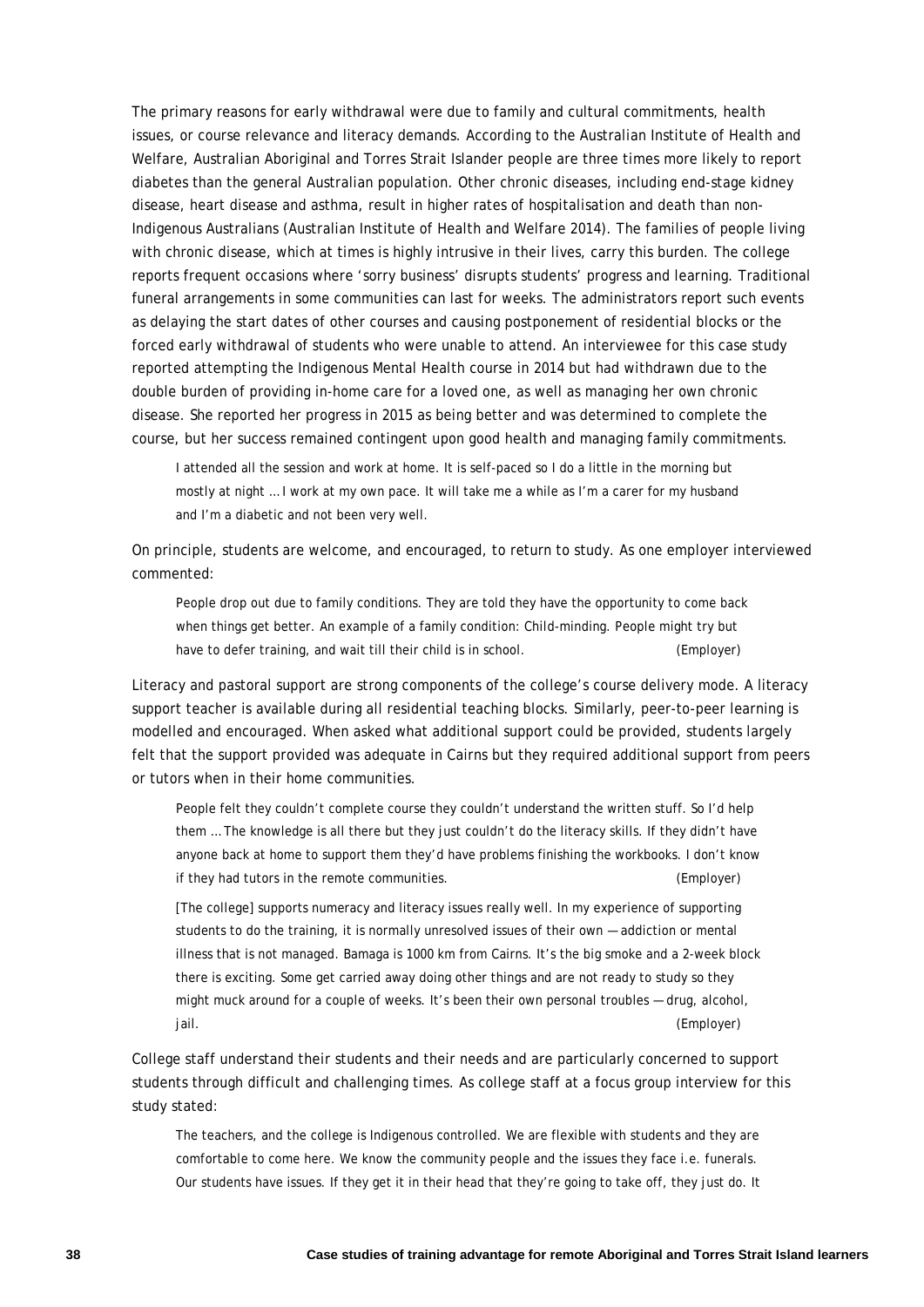The primary reasons for early withdrawal were due to family and cultural commitments, health issues, or course relevance and literacy demands. According to the Australian Institute of Health and Welfare, Australian Aboriginal and Torres Strait Islander people are three times more likely to report diabetes than the general Australian population. Other chronic diseases, including end-stage kidney disease, heart disease and asthma, result in higher rates of hospitalisation and death than non-Indigenous Australians (Australian Institute of Health and Welfare 2014). The families of people living with chronic disease, which at times is highly intrusive in their lives, carry this burden. The college reports frequent occasions where 'sorry business' disrupts students' progress and learning. Traditional funeral arrangements in some communities can last for weeks. The administrators report such events as delaying the start dates of other courses and causing postponement of residential blocks or the forced early withdrawal of students who were unable to attend. An interviewee for this case study reported attempting the Indigenous Mental Health course in 2014 but had withdrawn due to the double burden of providing in-home care for a loved one, as well as managing her own chronic disease. She reported her progress in 2015 as being better and was determined to complete the course, but her success remained contingent upon good health and managing family commitments.

> I attended all the session and work at home. It is self-paced so I do a little in the morning but mostly at night … I work at my own pace. It will take me a while as I'm a carer for my husband and I'm a diabetic and not been very well.

On principle, students are welcome, and encouraged, to return to study. As one employer interviewed commented:

> People drop out due to family conditions. They are told they have the opportunity to come back when things get better. An example of a family condition: Child-minding. People might try but have to defer training, and wait till their child is in school. (Employer)

Literacy and pastoral support are strong components of the college's course delivery mode. A literacy support teacher is available during all residential teaching blocks. Similarly, peer-to-peer learning is modelled and encouraged. When asked what additional support could be provided, students largely felt that the support provided was adequate in Cairns but they required additional support from peers or tutors when in their home communities.

> People felt they couldn't complete course they couldn't understand the written stuff. So I'd help them … The knowledge is all there but they just couldn't do the literacy skills. If they didn't have anyone back at home to support them they'd have problems finishing the workbooks. I don't know if they had tutors in the remote communities. (Employer)
>
> [The college] supports numeracy and literacy issues really well. In my experience of supporting students to do the training, it is normally unresolved issues of their own — addiction or mental illness that is not managed. Bamaga is 1000 km from Cairns. It's the big smoke and a 2-week block there is exciting. Some get carried away doing other things and are not ready to study so they might muck around for a couple of weeks. It's been their own personal troubles — drug, alcohol, jail. (Employer)

College staff understand their students and their needs and are particularly concerned to support students through difficult and challenging times. As college staff at a focus group interview for this study stated:

> The teachers, and the college is Indigenous controlled. We are flexible with students and they are comfortable to come here. We know the community people and the issues they face i.e. funerals. Our students have issues. If they get it in their head that they're going to take off, they just do. It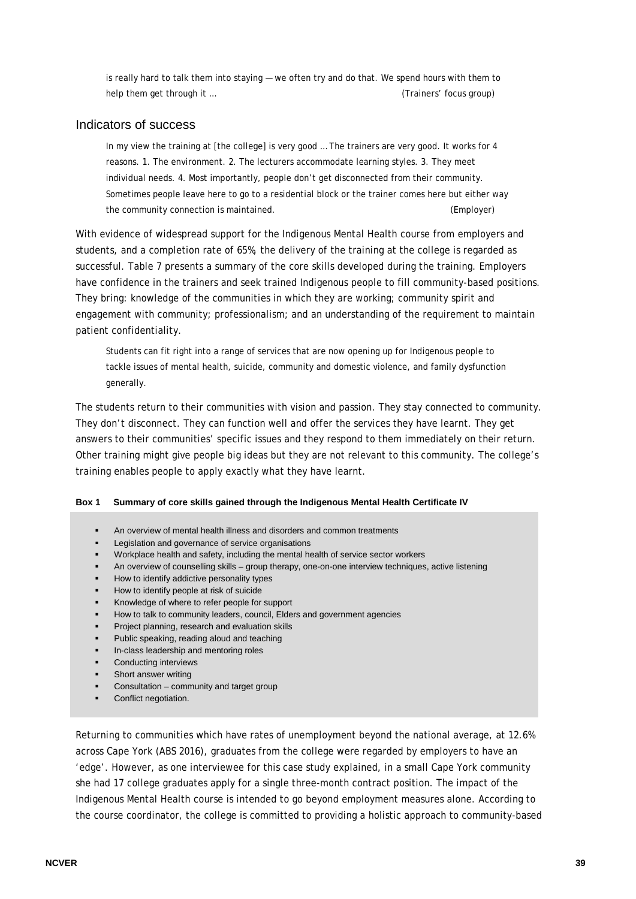> is really hard to talk them into staying — we often try and do that. We spend hours with them to help them get through it … (Trainers' focus group)

## Indicators of success

> In my view the training at [the college] is very good … The trainers are very good. It works for 4 reasons. 1. The environment. 2. The lecturers accommodate learning styles. 3. They meet individual needs. 4. Most importantly, people don't get disconnected from their community. Sometimes people leave here to go to a residential block or the trainer comes here but either way the community connection is maintained. (Employer)

With evidence of widespread support for the Indigenous Mental Health course from employers and students, and a completion rate of 65%, the delivery of the training at the college is regarded as successful. Table 7 presents a summary of the core skills developed during the training. Employers have confidence in the trainers and seek trained Indigenous people to fill community-based positions. They bring: knowledge of the communities in which they are working; community spirit and engagement with community; professionalism; and an understanding of the requirement to maintain patient confidentiality.

> Students can fit right into a range of services that are now opening up for Indigenous people to tackle issues of mental health, suicide, community and domestic violence, and family dysfunction generally.

The students return to their communities with vision and passion. They stay connected to community. They don't disconnect. They can function well and offer the services they have learnt. They get answers to their communities' specific issues and they respond to them immediately on their return. Other training might give people big ideas but they are not relevant to this community. The college's training enables people to apply exactly what they have learnt.

**Box 1 Summary of core skills gained through the Indigenous Mental Health Certificate IV**

- An overview of mental health illness and disorders and common treatments
- Legislation and governance of service organisations
- Workplace health and safety, including the mental health of service sector workers
- An overview of counselling skills – group therapy, one-on-one interview techniques, active listening
- How to identify addictive personality types
- How to identify people at risk of suicide
- Knowledge of where to refer people for support
- How to talk to community leaders, council, Elders and government agencies
- Project planning, research and evaluation skills
- Public speaking, reading aloud and teaching
- In-class leadership and mentoring roles
- Conducting interviews
- Short answer writing
- Consultation – community and target group
- Conflict negotiation.

Returning to communities which have rates of unemployment beyond the national average, at 12.6% across Cape York (ABS 2016), graduates from the college were regarded by employers to have an 'edge'. However, as one interviewee for this case study explained, in a small Cape York community she had 17 college graduates apply for a single three-month contract position. The impact of the Indigenous Mental Health course is intended to go beyond employment measures alone. According to the course coordinator, the college is committed to providing a holistic approach to community-based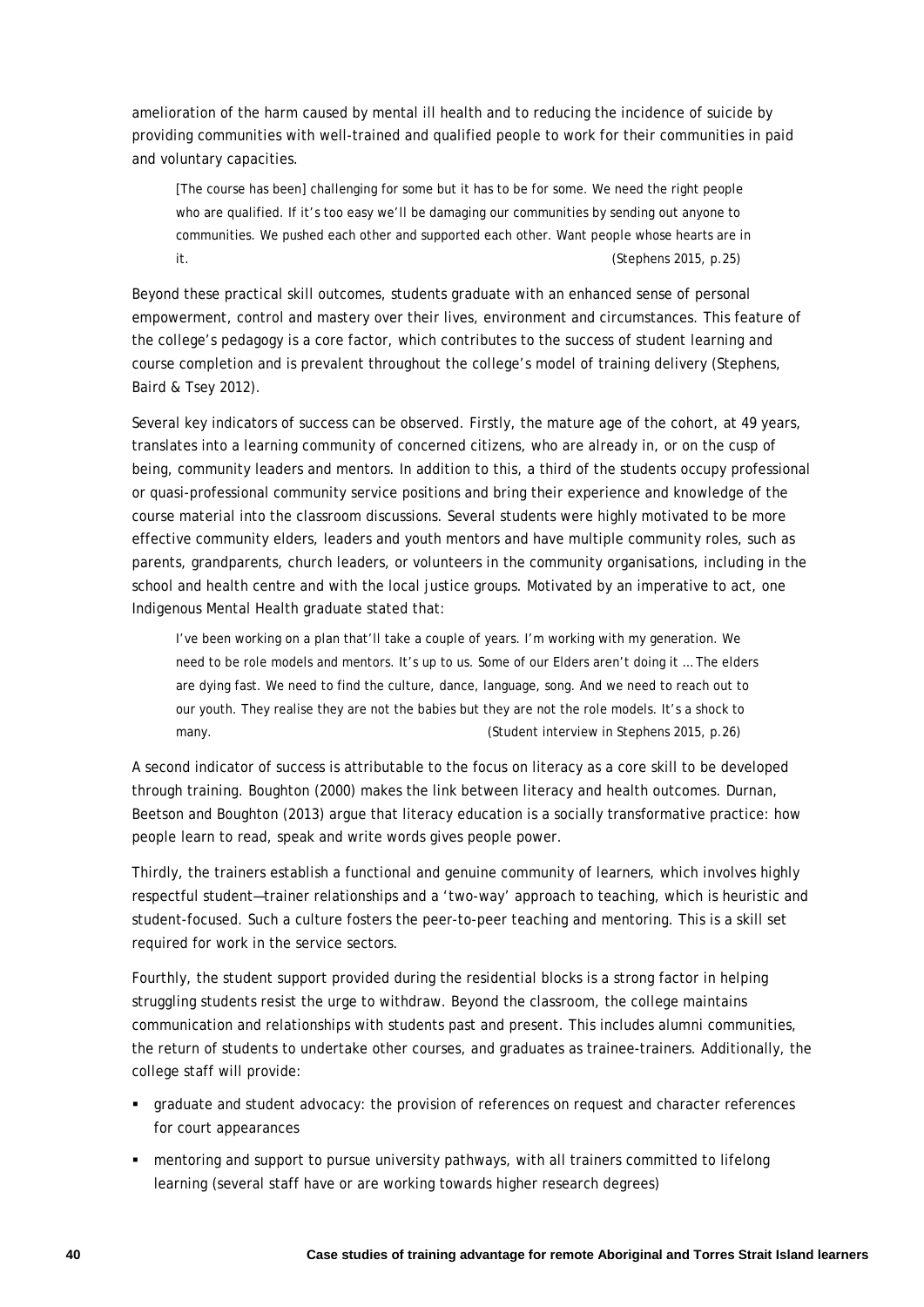amelioration of the harm caused by mental ill health and to reducing the incidence of suicide by providing communities with well-trained and qualified people to work for their communities in paid and voluntary capacities.

> [The course has been] challenging for some but it has to be for some. We need the right people who are qualified. If it's too easy we'll be damaging our communities by sending out anyone to communities. We pushed each other and supported each other. Want people whose hearts are in it. (Stephens 2015, p.25)

Beyond these practical skill outcomes, students graduate with an enhanced sense of personal empowerment, control and mastery over their lives, environment and circumstances. This feature of the college's pedagogy is a core factor, which contributes to the success of student learning and course completion and is prevalent throughout the college's model of training delivery (Stephens, Baird & Tsey 2012).

Several key indicators of success can be observed. Firstly, the mature age of the cohort, at 49 years, translates into a learning community of concerned citizens, who are already in, or on the cusp of being, community leaders and mentors. In addition to this, a third of the students occupy professional or quasi-professional community service positions and bring their experience and knowledge of the course material into the classroom discussions. Several students were highly motivated to be more effective community elders, leaders and youth mentors and have multiple community roles, such as parents, grandparents, church leaders, or volunteers in the community organisations, including in the school and health centre and with the local justice groups. Motivated by an imperative to act, one Indigenous Mental Health graduate stated that:

> I've been working on a plan that'll take a couple of years. I'm working with my generation. We need to be role models and mentors. It's up to us. Some of our Elders aren't doing it … The elders are dying fast. We need to find the culture, dance, language, song. And we need to reach out to our youth. They realise they are not the babies but they are not the role models. It's a shock to many. (Student interview in Stephens 2015, p.26)

A second indicator of success is attributable to the focus on literacy as a core skill to be developed through training. Boughton (2000) makes the link between literacy and health outcomes. Durnan, Beetson and Boughton (2013) argue that literacy education is a socially transformative practice: how people learn to read, speak and write words gives people power.

Thirdly, the trainers establish a functional and genuine community of learners, which involves highly respectful student—trainer relationships and a 'two-way' approach to teaching, which is heuristic and student-focused. Such a culture fosters the peer-to-peer teaching and mentoring. This is a skill set required for work in the service sectors.

Fourthly, the student support provided during the residential blocks is a strong factor in helping struggling students resist the urge to withdraw. Beyond the classroom, the college maintains communication and relationships with students past and present. This includes alumni communities, the return of students to undertake other courses, and graduates as trainee-trainers. Additionally, the college staff will provide:

- graduate and student advocacy: the provision of references on request and character references for court appearances
- mentoring and support to pursue university pathways, with all trainers committed to lifelong learning (several staff have or are working towards higher research degrees)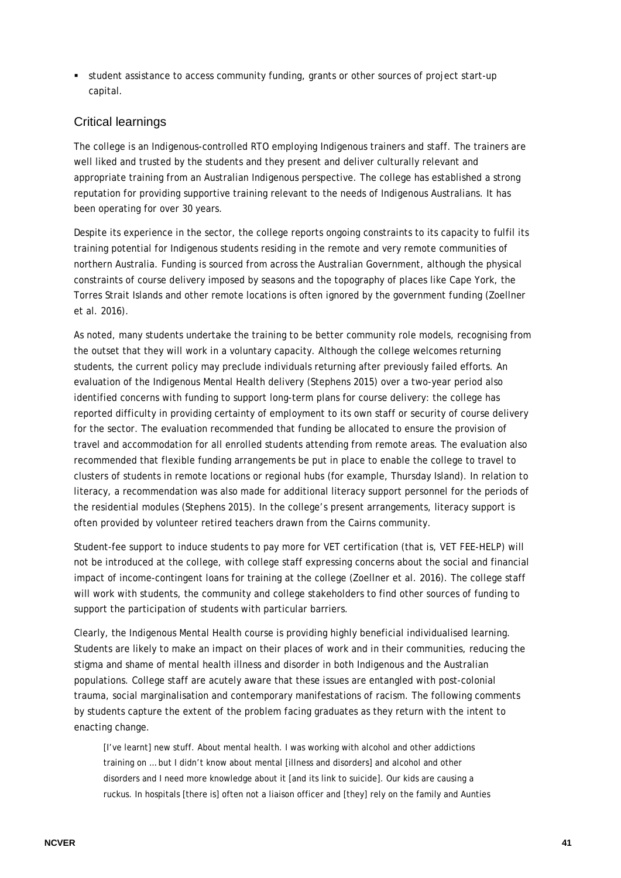- student assistance to access community funding, grants or other sources of project start-up capital.

## Critical learnings

The college is an Indigenous-controlled RTO employing Indigenous trainers and staff. The trainers are well liked and trusted by the students and they present and deliver culturally relevant and appropriate training from an Australian Indigenous perspective. The college has established a strong reputation for providing supportive training relevant to the needs of Indigenous Australians. It has been operating for over 30 years.

Despite its experience in the sector, the college reports ongoing constraints to its capacity to fulfil its training potential for Indigenous students residing in the remote and very remote communities of northern Australia. Funding is sourced from across the Australian Government, although the physical constraints of course delivery imposed by seasons and the topography of places like Cape York, the Torres Strait Islands and other remote locations is often ignored by the government funding (Zoellner et al. 2016).

As noted, many students undertake the training to be better community role models, recognising from the outset that they will work in a voluntary capacity. Although the college welcomes returning students, the current policy may preclude individuals returning after previously failed efforts. An evaluation of the Indigenous Mental Health delivery (Stephens 2015) over a two-year period also identified concerns with funding to support long-term plans for course delivery: the college has reported difficulty in providing certainty of employment to its own staff or security of course delivery for the sector. The evaluation recommended that funding be allocated to ensure the provision of travel and accommodation for all enrolled students attending from remote areas. The evaluation also recommended that flexible funding arrangements be put in place to enable the college to travel to clusters of students in remote locations or regional hubs (for example, Thursday Island). In relation to literacy, a recommendation was also made for additional literacy support personnel for the periods of the residential modules (Stephens 2015). In the college's present arrangements, literacy support is often provided by volunteer retired teachers drawn from the Cairns community.

Student-fee support to induce students to pay more for VET certification (that is, VET FEE-HELP) will not be introduced at the college, with college staff expressing concerns about the social and financial impact of income-contingent loans for training at the college (Zoellner et al. 2016). The college staff will work with students, the community and college stakeholders to find other sources of funding to support the participation of students with particular barriers.

Clearly, the Indigenous Mental Health course is providing highly beneficial individualised learning. Students are likely to make an impact on their places of work and in their communities, reducing the stigma and shame of mental health illness and disorder in both Indigenous and the Australian populations. College staff are acutely aware that these issues are entangled with post-colonial trauma, social marginalisation and contemporary manifestations of racism. The following comments by students capture the extent of the problem facing graduates as they return with the intent to enacting change.

> [I've learnt] new stuff. About mental health. I was working with alcohol and other addictions training on … but I didn't know about mental [illness and disorders] and alcohol and other disorders and I need more knowledge about it [and its link to suicide]. Our kids are causing a ruckus. In hospitals [there is] often not a liaison officer and [they] rely on the family and Aunties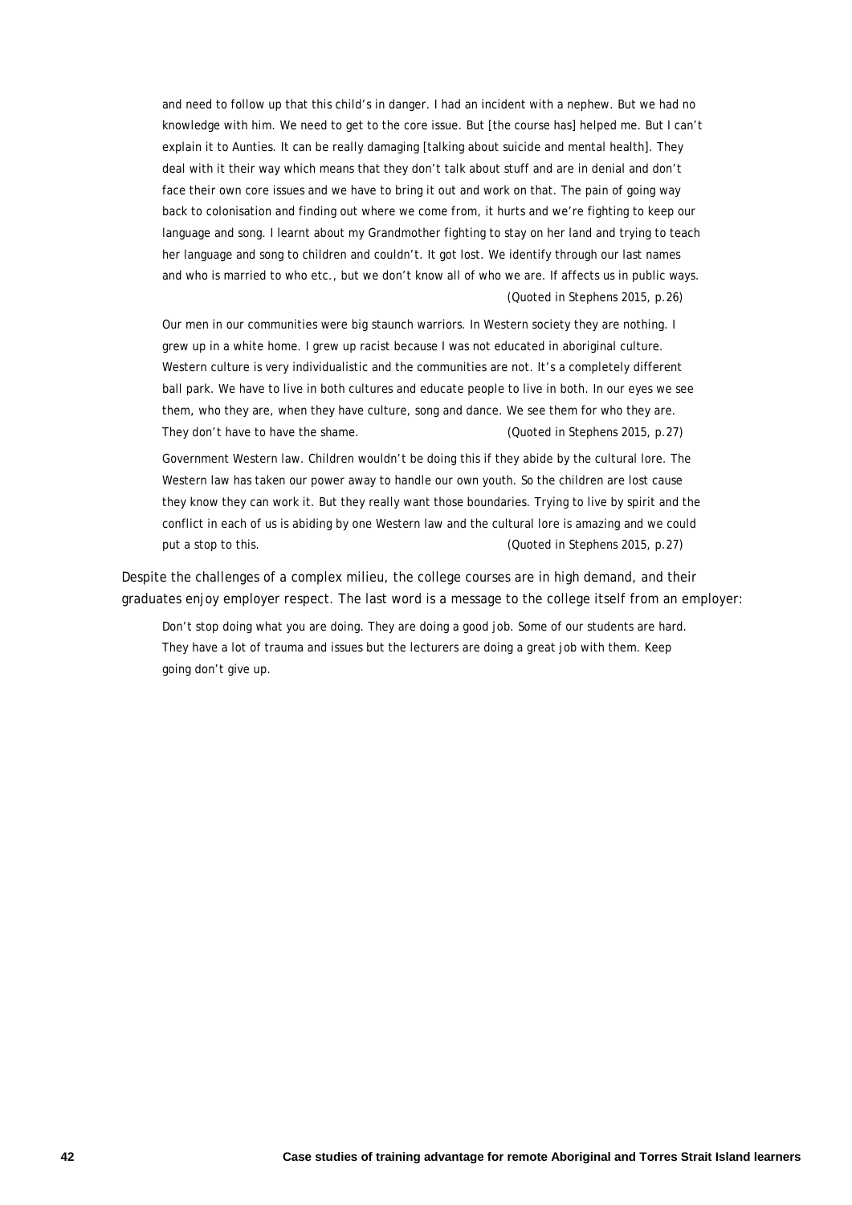> and need to follow up that this child's in danger. I had an incident with a nephew. But we had no knowledge with him. We need to get to the core issue. But [the course has] helped me. But I can't explain it to Aunties. It can be really damaging [talking about suicide and mental health]. They deal with it their way which means that they don't talk about stuff and are in denial and don't face their own core issues and we have to bring it out and work on that. The pain of going way back to colonisation and finding out where we come from, it hurts and we're fighting to keep our language and song. I learnt about my Grandmother fighting to stay on her land and trying to teach her language and song to children and couldn't. It got lost. We identify through our last names and who is married to who etc., but we don't know all of who we are. If affects us in public ways.
> (Quoted in Stephens 2015, p.26)

> Our men in our communities were big staunch warriors. In Western society they are nothing. I grew up in a white home. I grew up racist because I was not educated in aboriginal culture. Western culture is very individualistic and the communities are not. It's a completely different ball park. We have to live in both cultures and educate people to live in both. In our eyes we see them, who they are, when they have culture, song and dance. We see them for who they are. They don't have to have the shame. (Quoted in Stephens 2015, p.27)

> Government Western law. Children wouldn't be doing this if they abide by the cultural lore. The Western law has taken our power away to handle our own youth. So the children are lost cause they know they can work it. But they really want those boundaries. Trying to live by spirit and the conflict in each of us is abiding by one Western law and the cultural lore is amazing and we could put a stop to this. (Quoted in Stephens 2015, p.27)

Despite the challenges of a complex milieu, the college courses are in high demand, and their graduates enjoy employer respect. The last word is a message to the college itself from an employer:

> Don't stop doing what you are doing. They are doing a good job. Some of our students are hard. They have a lot of trauma and issues but the lecturers are doing a great job with them. Keep going don't give up.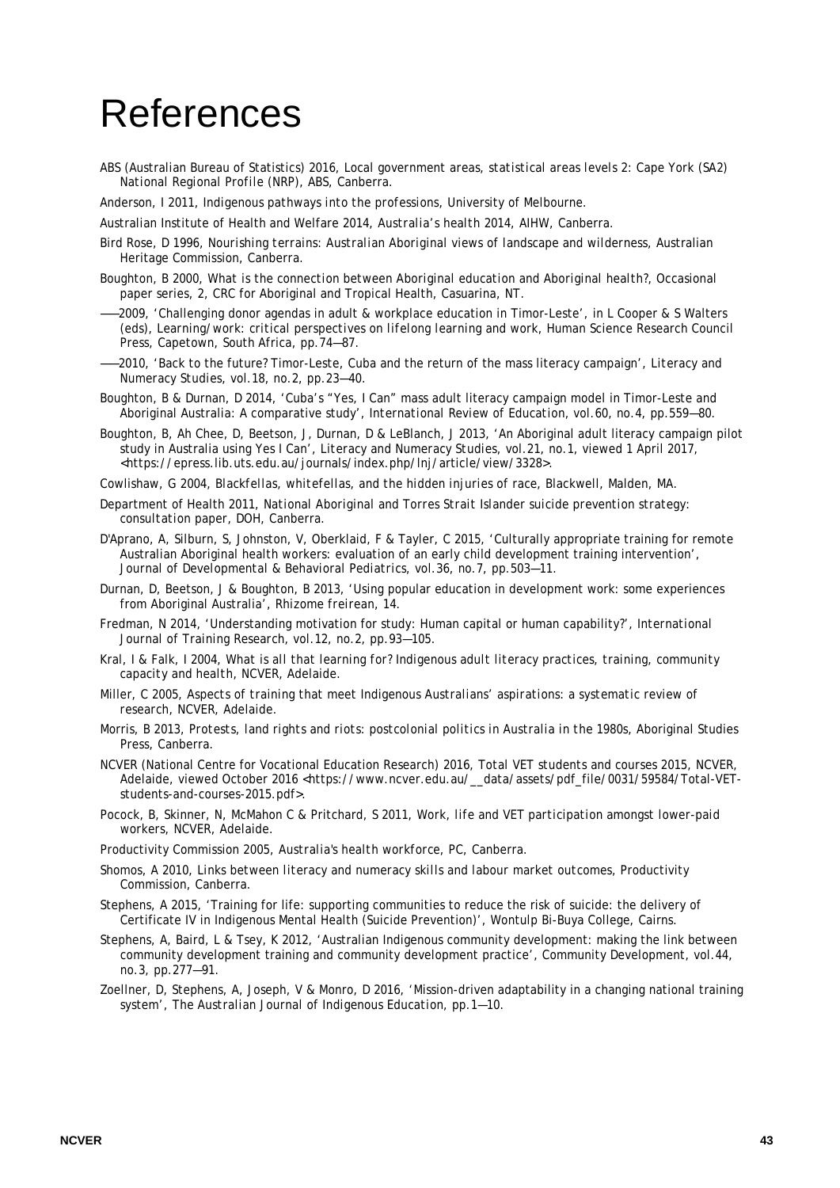# References

ABS (Australian Bureau of Statistics) 2016, *Local government areas, statistical areas levels 2: Cape York (SA2) National Regional Profile (NRP)*, ABS, Canberra.

Anderson, I 2011, *Indigenous pathways into the professions*, University of Melbourne.

Australian Institute of Health and Welfare 2014, *Australia's health 2014*, AIHW, Canberra.

Bird Rose, D 1996, *Nourishing terrains: Australian Aboriginal views of landscape and wilderness*, Australian Heritage Commission, Canberra.

Boughton, B 2000, *What is the connection between Aboriginal education and Aboriginal health?*, Occasional paper series, 2, CRC for Aboriginal and Tropical Health, Casuarina, NT.

——2009, 'Challenging donor agendas in adult & workplace education in Timor-Leste', in L Cooper & S Walters (eds), *Learning/work: critical perspectives on lifelong learning and work*, Human Science Research Council Press, Capetown, South Africa, pp.74—87.

——2010, 'Back to the future? Timor-Leste, Cuba and the return of the mass literacy campaign', *Literacy and Numeracy Studies*, vol.18, no.2, pp.23—40.

Boughton, B & Durnan, D 2014, 'Cuba's "Yes, I Can" mass adult literacy campaign model in Timor-Leste and Aboriginal Australia: A comparative study', *International Review of Education*, vol.60, no.4, pp.559—80.

Boughton, B, Ah Chee, D, Beetson, J, Durnan, D & LeBlanch, J 2013, 'An Aboriginal adult literacy campaign pilot study in Australia using Yes I Can', *Literacy and Numeracy Studies*, vol.21, no.1, viewed 1 April 2017, <https://epress.lib.uts.edu.au/journals/index.php/lnj/article/view/3328>.

Cowlishaw, G 2004, *Blackfellas, whitefellas, and the hidden injuries of race*, Blackwell, Malden, MA.

Department of Health 2011, *National Aboriginal and Torres Strait Islander suicide prevention strategy: consultation paper*, DOH, Canberra.

D'Aprano, A, Silburn, S, Johnston, V, Oberklaid, F & Tayler, C 2015, 'Culturally appropriate training for remote Australian Aboriginal health workers: evaluation of an early child development training intervention', *Journal of Developmental & Behavioral Pediatrics*, vol.36, no.7, pp.503—11.

Durnan, D, Beetson, J & Boughton, B 2013, 'Using popular education in development work: some experiences from Aboriginal Australia', *Rhizome freirean*, 14.

Fredman, N 2014, 'Understanding motivation for study: Human capital or human capability?', *International Journal of Training Research*, vol.12, no.2, pp.93—105.

Kral, I & Falk, I 2004, *What is all that learning for? Indigenous adult literacy practices, training, community capacity and health*, NCVER, Adelaide.

Miller, C 2005, *Aspects of training that meet Indigenous Australians' aspirations: a systematic review of research*, NCVER, Adelaide.

Morris, B 2013, *Protests, land rights and riots: postcolonial politics in Australia in the 1980s*, Aboriginal Studies Press, Canberra.

NCVER (National Centre for Vocational Education Research) 2016, *Total VET students and courses 2015*, NCVER, Adelaide, viewed October 2016 <https://www.ncver.edu.au/__data/assets/pdf_file/0031/59584/Total-VET-students-and-courses-2015.pdf>.

Pocock, B, Skinner, N, McMahon C & Pritchard, S 2011, *Work, life and VET participation amongst lower-paid workers*, NCVER, Adelaide.

Productivity Commission 2005, *Australia's health workforce*, PC, Canberra.

Shomos, A 2010, *Links between literacy and numeracy skills and labour market outcomes*, Productivity Commission, Canberra.

Stephens, A 2015, 'Training for life: supporting communities to reduce the risk of suicide: the delivery of Certificate IV in Indigenous Mental Health (Suicide Prevention)', Wontulp Bi-Buya College, Cairns.

Stephens, A, Baird, L & Tsey, K 2012, 'Australian Indigenous community development: making the link between community development training and community development practice', *Community Development*, vol.44, no.3, pp.277—91.

Zoellner, D, Stephens, A, Joseph, V & Monro, D 2016, 'Mission-driven adaptability in a changing national training system', *The Australian Journal of Indigenous Education*, pp.1—10.